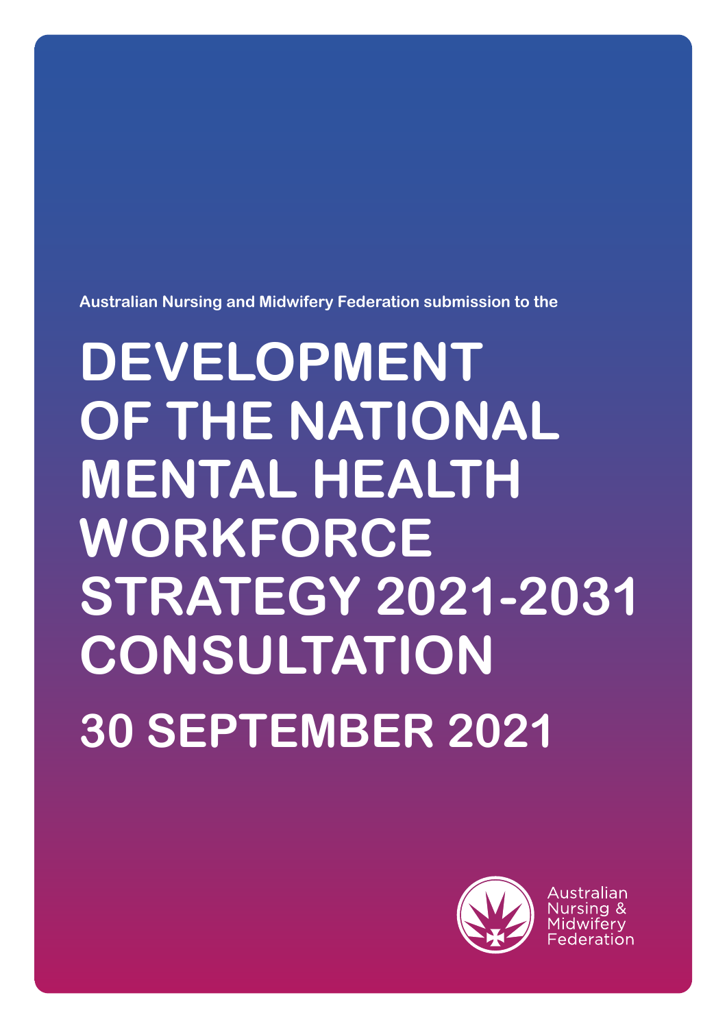Australian Nursing and Midwifery Federation submission to the

# DEVELOPMENT OF THE NATIONAL MENTAL HEALTH WORKFORCE STRATEGY 2021-2031 CONSULTATION

## 30 SEPTEMBER 2021

Australian Nursing & Midwifery Federation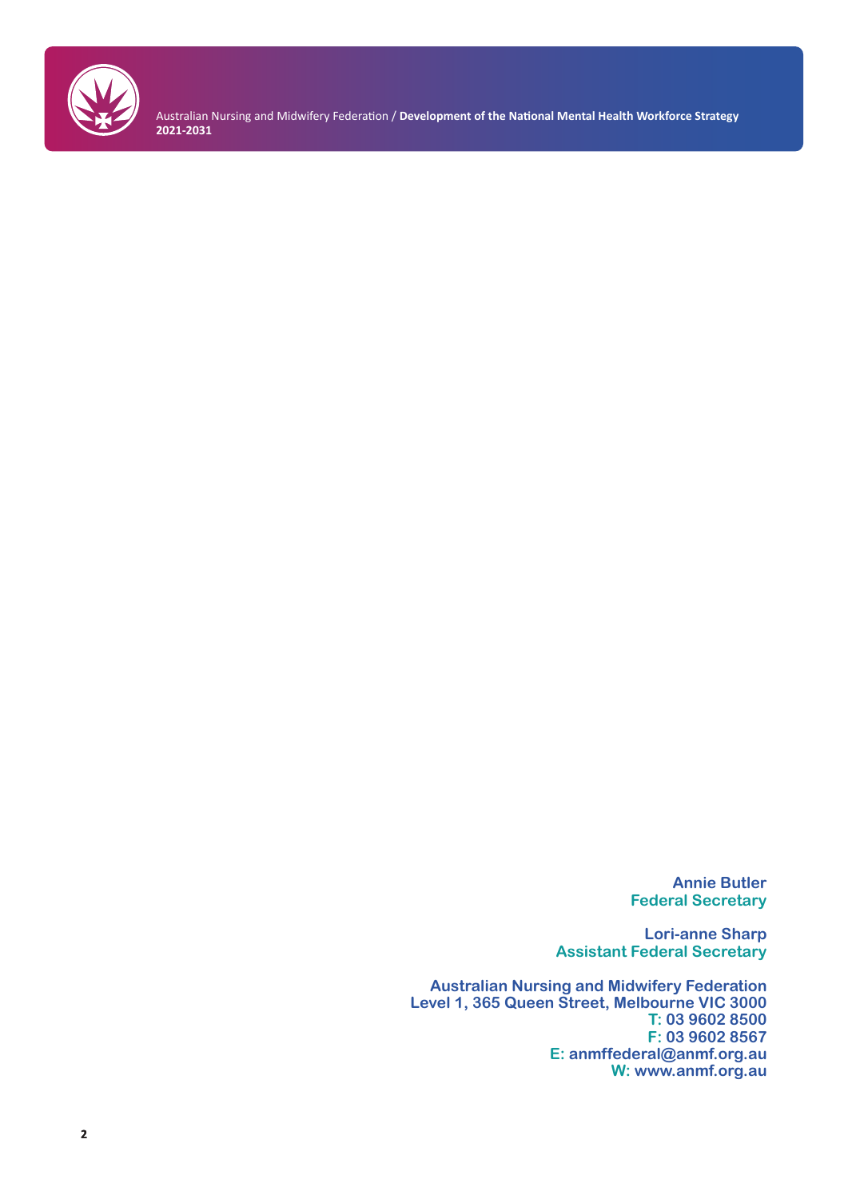**Annie Butler**
**Federal Secretary**

**Lori-anne Sharp**
**Assistant Federal Secretary**

**Australian Nursing and Midwifery Federation**
**Level 1, 365 Queen Street, Melbourne VIC 3000**
**T: 03 9602 8500**
**F: 03 9602 8567**
**E: anmffederal@anmf.org.au**
**W: www.anmf.org.au**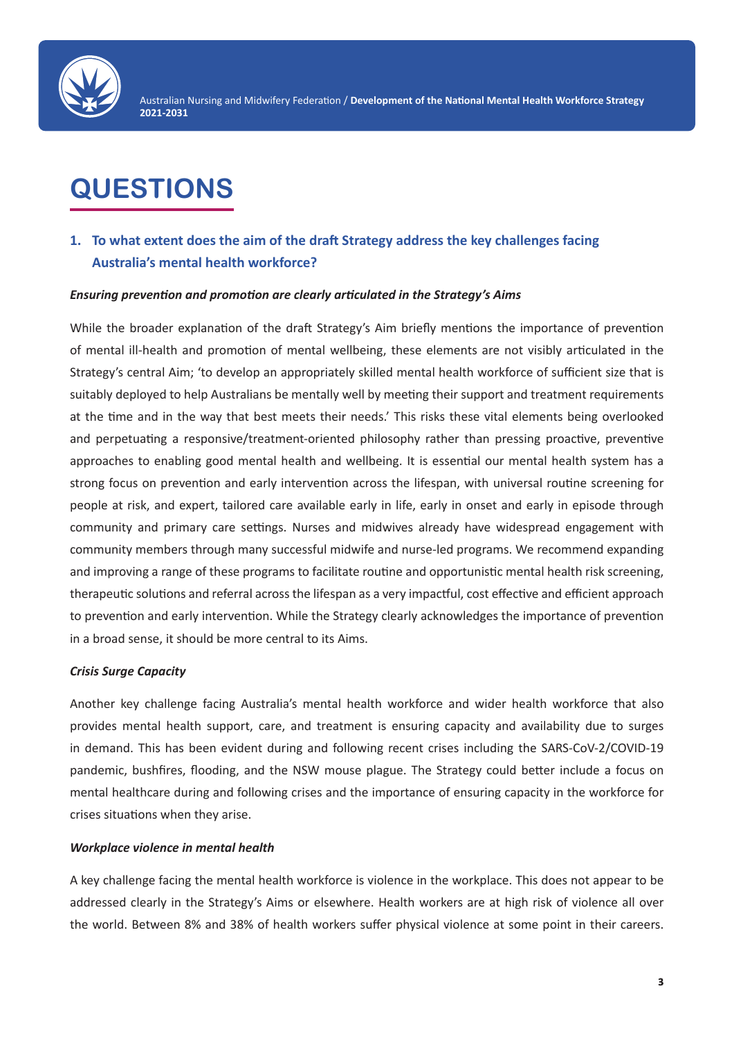# QUESTIONS

## 1. To what extent does the aim of the draft Strategy address the key challenges facing Australia's mental health workforce?

***Ensuring prevention and promotion are clearly articulated in the Strategy's Aims***

While the broader explanation of the draft Strategy's Aim briefly mentions the importance of prevention of mental ill-health and promotion of mental wellbeing, these elements are not visibly articulated in the Strategy's central Aim; 'to develop an appropriately skilled mental health workforce of sufficient size that is suitably deployed to help Australians be mentally well by meeting their support and treatment requirements at the time and in the way that best meets their needs.' This risks these vital elements being overlooked and perpetuating a responsive/treatment-oriented philosophy rather than pressing proactive, preventive approaches to enabling good mental health and wellbeing. It is essential our mental health system has a strong focus on prevention and early intervention across the lifespan, with universal routine screening for people at risk, and expert, tailored care available early in life, early in onset and early in episode through community and primary care settings. Nurses and midwives already have widespread engagement with community members through many successful midwife and nurse-led programs. We recommend expanding and improving a range of these programs to facilitate routine and opportunistic mental health risk screening, therapeutic solutions and referral across the lifespan as a very impactful, cost effective and efficient approach to prevention and early intervention. While the Strategy clearly acknowledges the importance of prevention in a broad sense, it should be more central to its Aims.

***Crisis Surge Capacity***

Another key challenge facing Australia's mental health workforce and wider health workforce that also provides mental health support, care, and treatment is ensuring capacity and availability due to surges in demand. This has been evident during and following recent crises including the SARS-CoV-2/COVID-19 pandemic, bushfires, flooding, and the NSW mouse plague. The Strategy could better include a focus on mental healthcare during and following crises and the importance of ensuring capacity in the workforce for crises situations when they arise.

***Workplace violence in mental health***

A key challenge facing the mental health workforce is violence in the workplace. This does not appear to be addressed clearly in the Strategy's Aims or elsewhere. Health workers are at high risk of violence all over the world. Between 8% and 38% of health workers suffer physical violence at some point in their careers.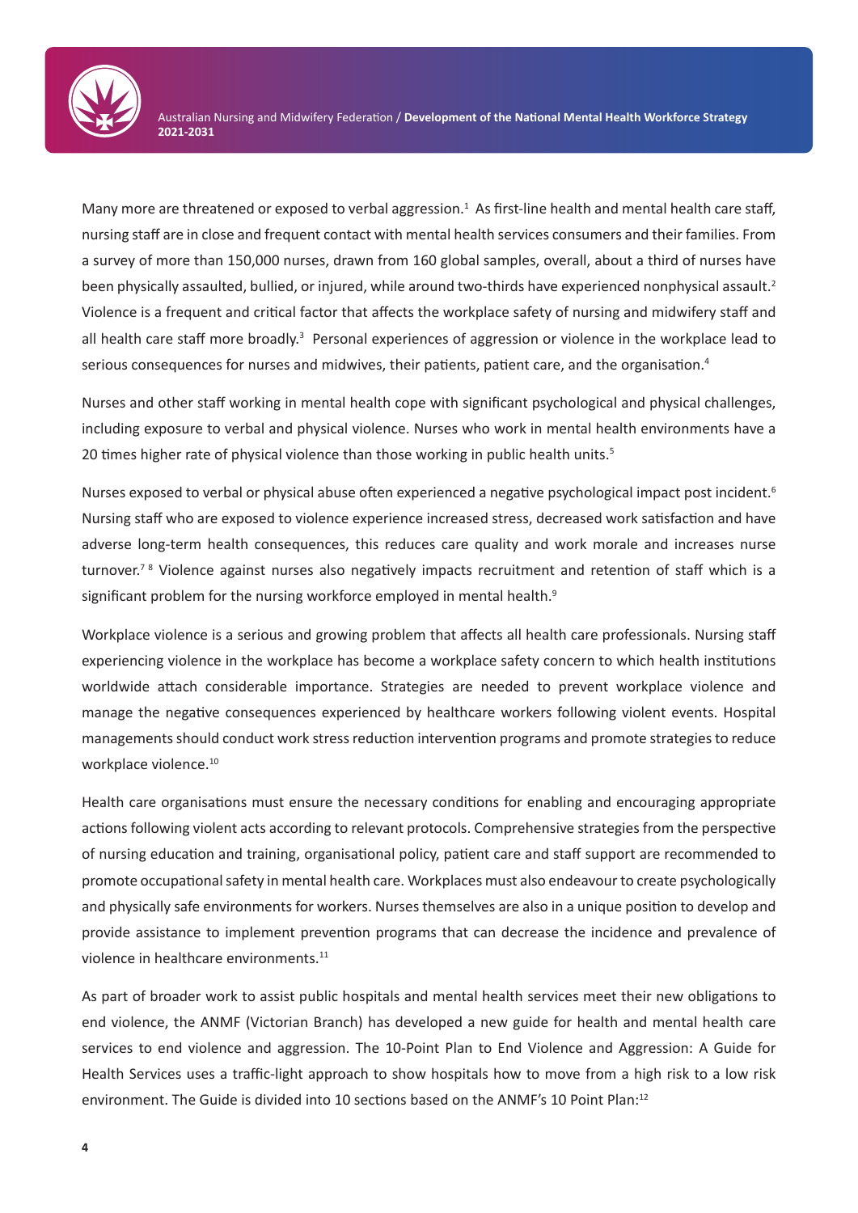Many more are threatened or exposed to verbal aggression.[1] As first-line health and mental health care staff, nursing staff are in close and frequent contact with mental health services consumers and their families. From a survey of more than 150,000 nurses, drawn from 160 global samples, overall, about a third of nurses have been physically assaulted, bullied, or injured, while around two-thirds have experienced nonphysical assault.[2] Violence is a frequent and critical factor that affects the workplace safety of nursing and midwifery staff and all health care staff more broadly.[3] Personal experiences of aggression or violence in the workplace lead to serious consequences for nurses and midwives, their patients, patient care, and the organisation.[4]

Nurses and other staff working in mental health cope with significant psychological and physical challenges, including exposure to verbal and physical violence. Nurses who work in mental health environments have a 20 times higher rate of physical violence than those working in public health units.[5]

Nurses exposed to verbal or physical abuse often experienced a negative psychological impact post incident.[6] Nursing staff who are exposed to violence experience increased stress, decreased work satisfaction and have adverse long-term health consequences, this reduces care quality and work morale and increases nurse turnover.[7 8] Violence against nurses also negatively impacts recruitment and retention of staff which is a significant problem for the nursing workforce employed in mental health.[9]

Workplace violence is a serious and growing problem that affects all health care professionals. Nursing staff experiencing violence in the workplace has become a workplace safety concern to which health institutions worldwide attach considerable importance. Strategies are needed to prevent workplace violence and manage the negative consequences experienced by healthcare workers following violent events. Hospital managements should conduct work stress reduction intervention programs and promote strategies to reduce workplace violence.[10]

Health care organisations must ensure the necessary conditions for enabling and encouraging appropriate actions following violent acts according to relevant protocols. Comprehensive strategies from the perspective of nursing education and training, organisational policy, patient care and staff support are recommended to promote occupational safety in mental health care. Workplaces must also endeavour to create psychologically and physically safe environments for workers. Nurses themselves are also in a unique position to develop and provide assistance to implement prevention programs that can decrease the incidence and prevalence of violence in healthcare environments.[11]

As part of broader work to assist public hospitals and mental health services meet their new obligations to end violence, the ANMF (Victorian Branch) has developed a new guide for health and mental health care services to end violence and aggression. The 10-Point Plan to End Violence and Aggression: A Guide for Health Services uses a traffic-light approach to show hospitals how to move from a high risk to a low risk environment. The Guide is divided into 10 sections based on the ANMF's 10 Point Plan:[12]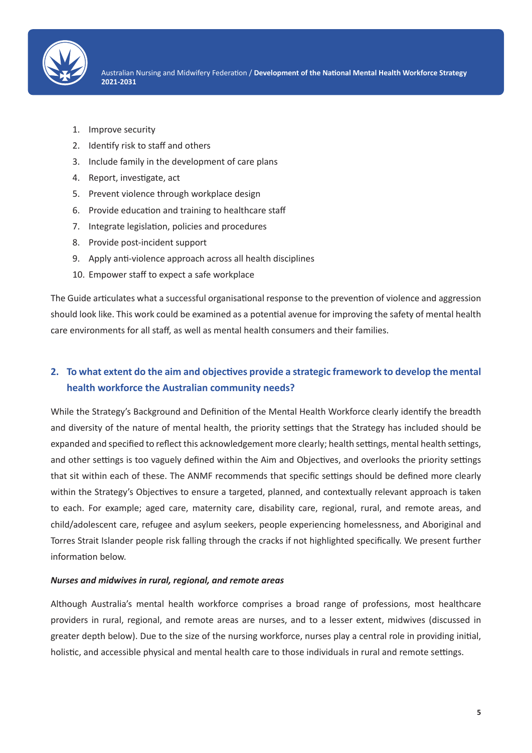1. Improve security
2. Identify risk to staff and others
3. Include family in the development of care plans
4. Report, investigate, act
5. Prevent violence through workplace design
6. Provide education and training to healthcare staff
7. Integrate legislation, policies and procedures
8. Provide post-incident support
9. Apply anti-violence approach across all health disciplines
10. Empower staff to expect a safe workplace

The Guide articulates what a successful organisational response to the prevention of violence and aggression should look like. This work could be examined as a potential avenue for improving the safety of mental health care environments for all staff, as well as mental health consumers and their families.

## 2. To what extent do the aim and objectives provide a strategic framework to develop the mental health workforce the Australian community needs?

While the Strategy's Background and Definition of the Mental Health Workforce clearly identify the breadth and diversity of the nature of mental health, the priority settings that the Strategy has included should be expanded and specified to reflect this acknowledgement more clearly; health settings, mental health settings, and other settings is too vaguely defined within the Aim and Objectives, and overlooks the priority settings that sit within each of these. The ANMF recommends that specific settings should be defined more clearly within the Strategy's Objectives to ensure a targeted, planned, and contextually relevant approach is taken to each. For example; aged care, maternity care, disability care, regional, rural, and remote areas, and child/adolescent care, refugee and asylum seekers, people experiencing homelessness, and Aboriginal and Torres Strait Islander people risk falling through the cracks if not highlighted specifically. We present further information below.

***Nurses and midwives in rural, regional, and remote areas***

Although Australia's mental health workforce comprises a broad range of professions, most healthcare providers in rural, regional, and remote areas are nurses, and to a lesser extent, midwives (discussed in greater depth below). Due to the size of the nursing workforce, nurses play a central role in providing initial, holistic, and accessible physical and mental health care to those individuals in rural and remote settings.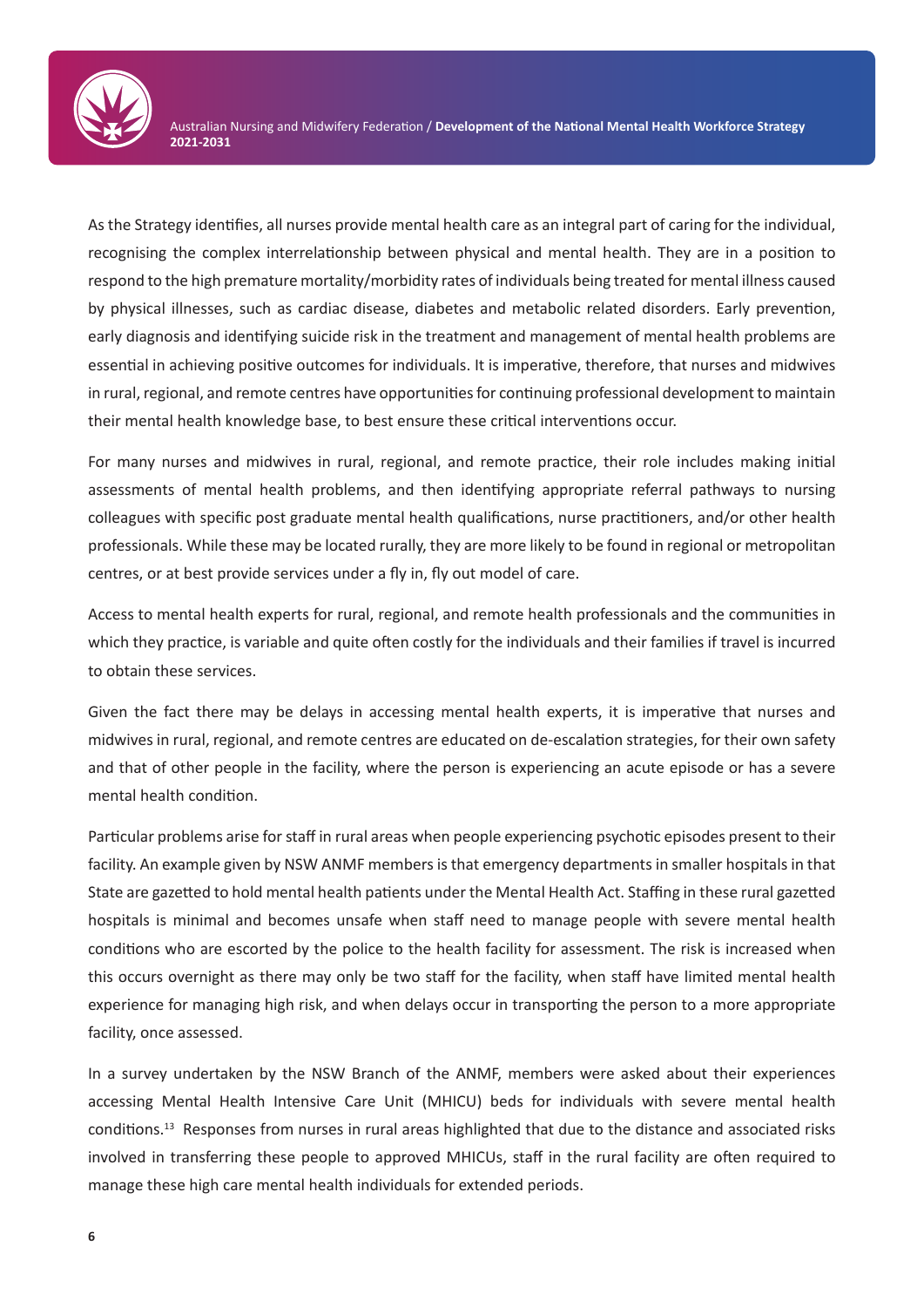As the Strategy identifies, all nurses provide mental health care as an integral part of caring for the individual, recognising the complex interrelationship between physical and mental health. They are in a position to respond to the high premature mortality/morbidity rates of individuals being treated for mental illness caused by physical illnesses, such as cardiac disease, diabetes and metabolic related disorders. Early prevention, early diagnosis and identifying suicide risk in the treatment and management of mental health problems are essential in achieving positive outcomes for individuals. It is imperative, therefore, that nurses and midwives in rural, regional, and remote centres have opportunities for continuing professional development to maintain their mental health knowledge base, to best ensure these critical interventions occur.

For many nurses and midwives in rural, regional, and remote practice, their role includes making initial assessments of mental health problems, and then identifying appropriate referral pathways to nursing colleagues with specific post graduate mental health qualifications, nurse practitioners, and/or other health professionals. While these may be located rurally, they are more likely to be found in regional or metropolitan centres, or at best provide services under a fly in, fly out model of care.

Access to mental health experts for rural, regional, and remote health professionals and the communities in which they practice, is variable and quite often costly for the individuals and their families if travel is incurred to obtain these services.

Given the fact there may be delays in accessing mental health experts, it is imperative that nurses and midwives in rural, regional, and remote centres are educated on de-escalation strategies, for their own safety and that of other people in the facility, where the person is experiencing an acute episode or has a severe mental health condition.

Particular problems arise for staff in rural areas when people experiencing psychotic episodes present to their facility. An example given by NSW ANMF members is that emergency departments in smaller hospitals in that State are gazetted to hold mental health patients under the Mental Health Act. Staffing in these rural gazetted hospitals is minimal and becomes unsafe when staff need to manage people with severe mental health conditions who are escorted by the police to the health facility for assessment. The risk is increased when this occurs overnight as there may only be two staff for the facility, when staff have limited mental health experience for managing high risk, and when delays occur in transporting the person to a more appropriate facility, once assessed.

In a survey undertaken by the NSW Branch of the ANMF, members were asked about their experiences accessing Mental Health Intensive Care Unit (MHICU) beds for individuals with severe mental health conditions.[13] Responses from nurses in rural areas highlighted that due to the distance and associated risks involved in transferring these people to approved MHICUs, staff in the rural facility are often required to manage these high care mental health individuals for extended periods.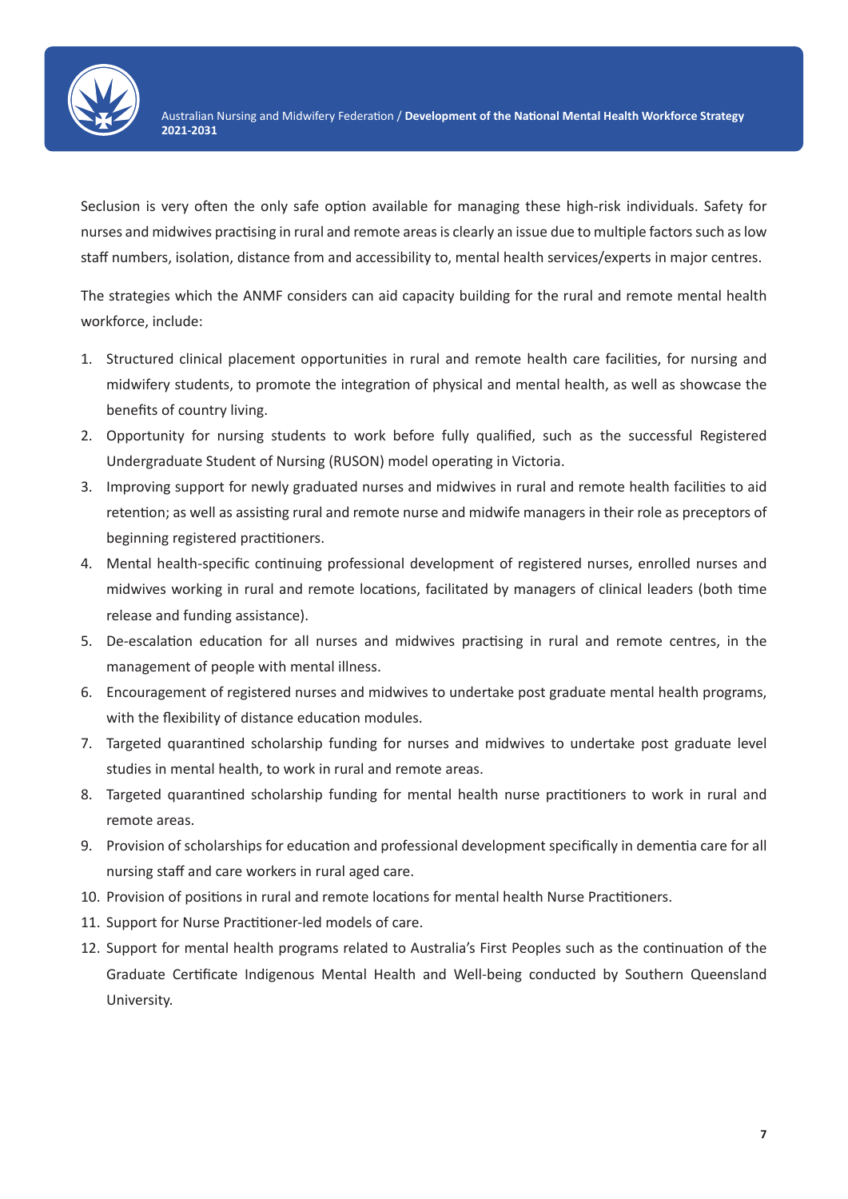Seclusion is very often the only safe option available for managing these high-risk individuals. Safety for nurses and midwives practising in rural and remote areas is clearly an issue due to multiple factors such as low staff numbers, isolation, distance from and accessibility to, mental health services/experts in major centres.

The strategies which the ANMF considers can aid capacity building for the rural and remote mental health workforce, include:

1. Structured clinical placement opportunities in rural and remote health care facilities, for nursing and midwifery students, to promote the integration of physical and mental health, as well as showcase the benefits of country living.
2. Opportunity for nursing students to work before fully qualified, such as the successful Registered Undergraduate Student of Nursing (RUSON) model operating in Victoria.
3. Improving support for newly graduated nurses and midwives in rural and remote health facilities to aid retention; as well as assisting rural and remote nurse and midwife managers in their role as preceptors of beginning registered practitioners.
4. Mental health-specific continuing professional development of registered nurses, enrolled nurses and midwives working in rural and remote locations, facilitated by managers of clinical leaders (both time release and funding assistance).
5. De-escalation education for all nurses and midwives practising in rural and remote centres, in the management of people with mental illness.
6. Encouragement of registered nurses and midwives to undertake post graduate mental health programs, with the flexibility of distance education modules.
7. Targeted quarantined scholarship funding for nurses and midwives to undertake post graduate level studies in mental health, to work in rural and remote areas.
8. Targeted quarantined scholarship funding for mental health nurse practitioners to work in rural and remote areas.
9. Provision of scholarships for education and professional development specifically in dementia care for all nursing staff and care workers in rural aged care.
10. Provision of positions in rural and remote locations for mental health Nurse Practitioners.
11. Support for Nurse Practitioner-led models of care.
12. Support for mental health programs related to Australia's First Peoples such as the continuation of the Graduate Certificate Indigenous Mental Health and Well-being conducted by Southern Queensland University.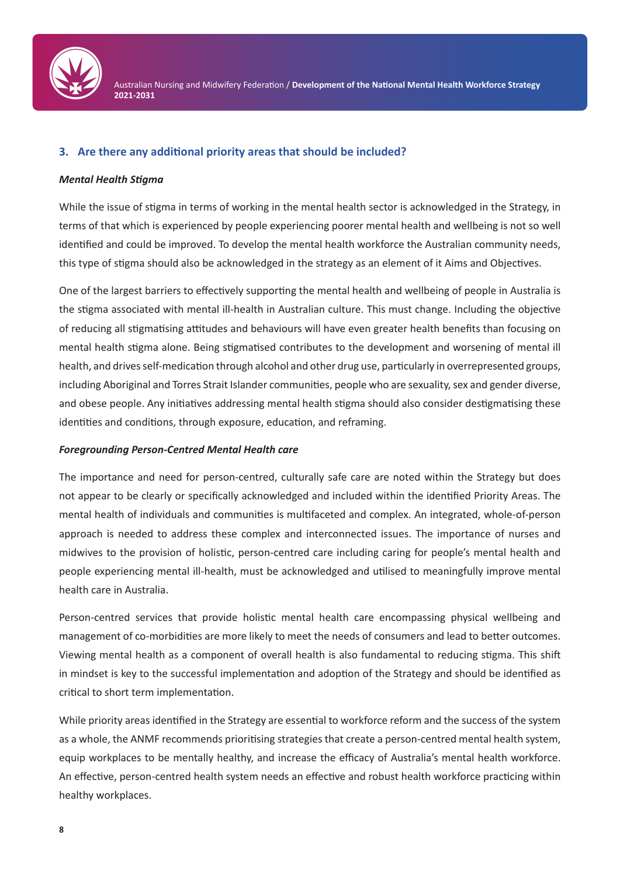### 3. Are there any additional priority areas that should be included?

***Mental Health Stigma***

While the issue of stigma in terms of working in the mental health sector is acknowledged in the Strategy, in terms of that which is experienced by people experiencing poorer mental health and wellbeing is not so well identified and could be improved. To develop the mental health workforce the Australian community needs, this type of stigma should also be acknowledged in the strategy as an element of it Aims and Objectives.

One of the largest barriers to effectively supporting the mental health and wellbeing of people in Australia is the stigma associated with mental ill-health in Australian culture. This must change. Including the objective of reducing all stigmatising attitudes and behaviours will have even greater health benefits than focusing on mental health stigma alone. Being stigmatised contributes to the development and worsening of mental ill health, and drives self-medication through alcohol and other drug use, particularly in overrepresented groups, including Aboriginal and Torres Strait Islander communities, people who are sexuality, sex and gender diverse, and obese people. Any initiatives addressing mental health stigma should also consider destigmatising these identities and conditions, through exposure, education, and reframing.

***Foregrounding Person-Centred Mental Health care***

The importance and need for person-centred, culturally safe care are noted within the Strategy but does not appear to be clearly or specifically acknowledged and included within the identified Priority Areas. The mental health of individuals and communities is multifaceted and complex. An integrated, whole-of-person approach is needed to address these complex and interconnected issues. The importance of nurses and midwives to the provision of holistic, person-centred care including caring for people's mental health and people experiencing mental ill-health, must be acknowledged and utilised to meaningfully improve mental health care in Australia.

Person-centred services that provide holistic mental health care encompassing physical wellbeing and management of co-morbidities are more likely to meet the needs of consumers and lead to better outcomes. Viewing mental health as a component of overall health is also fundamental to reducing stigma. This shift in mindset is key to the successful implementation and adoption of the Strategy and should be identified as critical to short term implementation.

While priority areas identified in the Strategy are essential to workforce reform and the success of the system as a whole, the ANMF recommends prioritising strategies that create a person-centred mental health system, equip workplaces to be mentally healthy, and increase the efficacy of Australia's mental health workforce. An effective, person-centred health system needs an effective and robust health workforce practicing within healthy workplaces.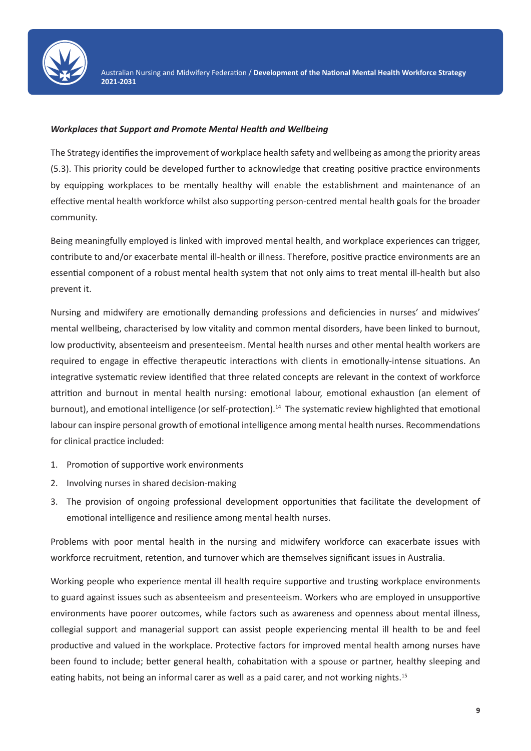***Workplaces that Support and Promote Mental Health and Wellbeing***

The Strategy identifies the improvement of workplace health safety and wellbeing as among the priority areas (5.3). This priority could be developed further to acknowledge that creating positive practice environments by equipping workplaces to be mentally healthy will enable the establishment and maintenance of an effective mental health workforce whilst also supporting person-centred mental health goals for the broader community.

Being meaningfully employed is linked with improved mental health, and workplace experiences can trigger, contribute to and/or exacerbate mental ill-health or illness. Therefore, positive practice environments are an essential component of a robust mental health system that not only aims to treat mental ill-health but also prevent it.

Nursing and midwifery are emotionally demanding professions and deficiencies in nurses' and midwives' mental wellbeing, characterised by low vitality and common mental disorders, have been linked to burnout, low productivity, absenteeism and presenteeism. Mental health nurses and other mental health workers are required to engage in effective therapeutic interactions with clients in emotionally-intense situations. An integrative systematic review identified that three related concepts are relevant in the context of workforce attrition and burnout in mental health nursing: emotional labour, emotional exhaustion (an element of burnout), and emotional intelligence (or self-protection).[14] The systematic review highlighted that emotional labour can inspire personal growth of emotional intelligence among mental health nurses. Recommendations for clinical practice included:

1. Promotion of supportive work environments
2. Involving nurses in shared decision-making
3. The provision of ongoing professional development opportunities that facilitate the development of emotional intelligence and resilience among mental health nurses.

Problems with poor mental health in the nursing and midwifery workforce can exacerbate issues with workforce recruitment, retention, and turnover which are themselves significant issues in Australia.

Working people who experience mental ill health require supportive and trusting workplace environments to guard against issues such as absenteeism and presenteeism. Workers who are employed in unsupportive environments have poorer outcomes, while factors such as awareness and openness about mental illness, collegial support and managerial support can assist people experiencing mental ill health to be and feel productive and valued in the workplace. Protective factors for improved mental health among nurses have been found to include; better general health, cohabitation with a spouse or partner, healthy sleeping and eating habits, not being an informal carer as well as a paid carer, and not working nights.[15]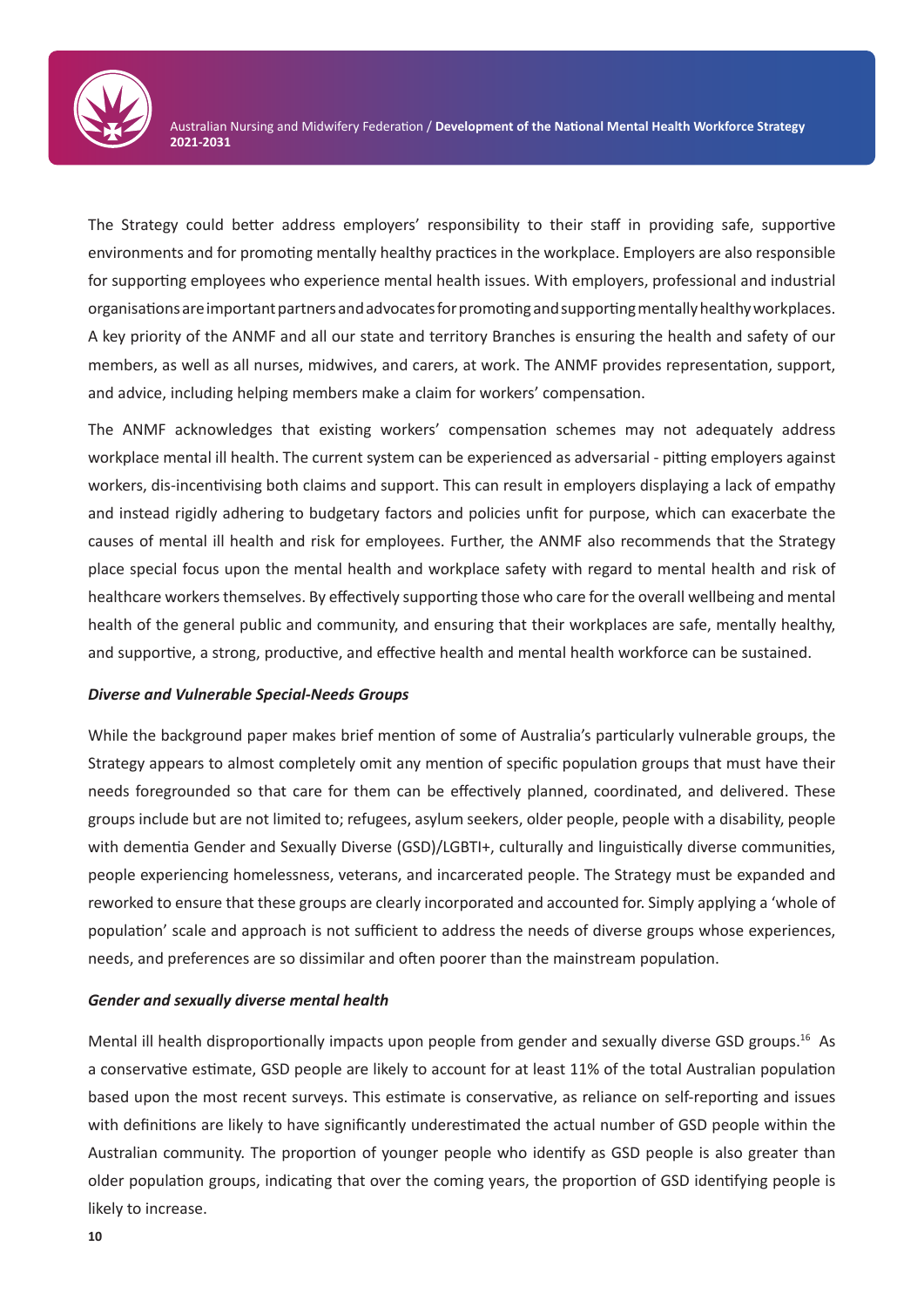The Strategy could better address employers' responsibility to their staff in providing safe, supportive environments and for promoting mentally healthy practices in the workplace. Employers are also responsible for supporting employees who experience mental health issues. With employers, professional and industrial organisations are important partners and advocates for promoting and supporting mentally healthy workplaces. A key priority of the ANMF and all our state and territory Branches is ensuring the health and safety of our members, as well as all nurses, midwives, and carers, at work. The ANMF provides representation, support, and advice, including helping members make a claim for workers' compensation.

The ANMF acknowledges that existing workers' compensation schemes may not adequately address workplace mental ill health. The current system can be experienced as adversarial - pitting employers against workers, dis-incentivising both claims and support. This can result in employers displaying a lack of empathy and instead rigidly adhering to budgetary factors and policies unfit for purpose, which can exacerbate the causes of mental ill health and risk for employees. Further, the ANMF also recommends that the Strategy place special focus upon the mental health and workplace safety with regard to mental health and risk of healthcare workers themselves. By effectively supporting those who care for the overall wellbeing and mental health of the general public and community, and ensuring that their workplaces are safe, mentally healthy, and supportive, a strong, productive, and effective health and mental health workforce can be sustained.

### *Diverse and Vulnerable Special-Needs Groups*

While the background paper makes brief mention of some of Australia's particularly vulnerable groups, the Strategy appears to almost completely omit any mention of specific population groups that must have their needs foregrounded so that care for them can be effectively planned, coordinated, and delivered. These groups include but are not limited to; refugees, asylum seekers, older people, people with a disability, people with dementia Gender and Sexually Diverse (GSD)/LGBTI+, culturally and linguistically diverse communities, people experiencing homelessness, veterans, and incarcerated people. The Strategy must be expanded and reworked to ensure that these groups are clearly incorporated and accounted for. Simply applying a 'whole of population' scale and approach is not sufficient to address the needs of diverse groups whose experiences, needs, and preferences are so dissimilar and often poorer than the mainstream population.

### *Gender and sexually diverse mental health*

Mental ill health disproportionally impacts upon people from gender and sexually diverse GSD groups.[16] As a conservative estimate, GSD people are likely to account for at least 11% of the total Australian population based upon the most recent surveys. This estimate is conservative, as reliance on self-reporting and issues with definitions are likely to have significantly underestimated the actual number of GSD people within the Australian community. The proportion of younger people who identify as GSD people is also greater than older population groups, indicating that over the coming years, the proportion of GSD identifying people is likely to increase.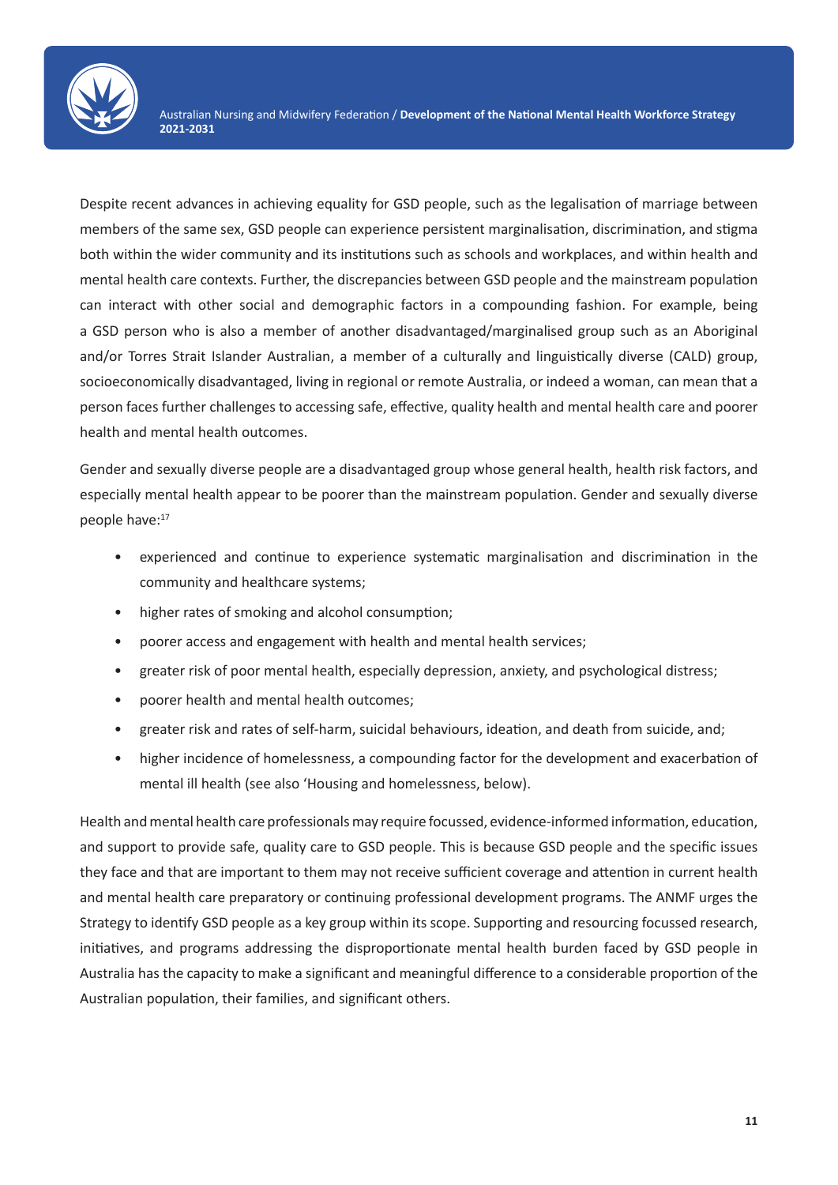Despite recent advances in achieving equality for GSD people, such as the legalisation of marriage between members of the same sex, GSD people can experience persistent marginalisation, discrimination, and stigma both within the wider community and its institutions such as schools and workplaces, and within health and mental health care contexts. Further, the discrepancies between GSD people and the mainstream population can interact with other social and demographic factors in a compounding fashion. For example, being a GSD person who is also a member of another disadvantaged/marginalised group such as an Aboriginal and/or Torres Strait Islander Australian, a member of a culturally and linguistically diverse (CALD) group, socioeconomically disadvantaged, living in regional or remote Australia, or indeed a woman, can mean that a person faces further challenges to accessing safe, effective, quality health and mental health care and poorer health and mental health outcomes.

Gender and sexually diverse people are a disadvantaged group whose general health, health risk factors, and especially mental health appear to be poorer than the mainstream population. Gender and sexually diverse people have:[17]

- experienced and continue to experience systematic marginalisation and discrimination in the community and healthcare systems;
- higher rates of smoking and alcohol consumption;
- poorer access and engagement with health and mental health services;
- greater risk of poor mental health, especially depression, anxiety, and psychological distress;
- poorer health and mental health outcomes;
- greater risk and rates of self-harm, suicidal behaviours, ideation, and death from suicide, and;
- higher incidence of homelessness, a compounding factor for the development and exacerbation of mental ill health (see also 'Housing and homelessness, below).

Health and mental health care professionals may require focussed, evidence-informed information, education, and support to provide safe, quality care to GSD people. This is because GSD people and the specific issues they face and that are important to them may not receive sufficient coverage and attention in current health and mental health care preparatory or continuing professional development programs. The ANMF urges the Strategy to identify GSD people as a key group within its scope. Supporting and resourcing focussed research, initiatives, and programs addressing the disproportionate mental health burden faced by GSD people in Australia has the capacity to make a significant and meaningful difference to a considerable proportion of the Australian population, their families, and significant others.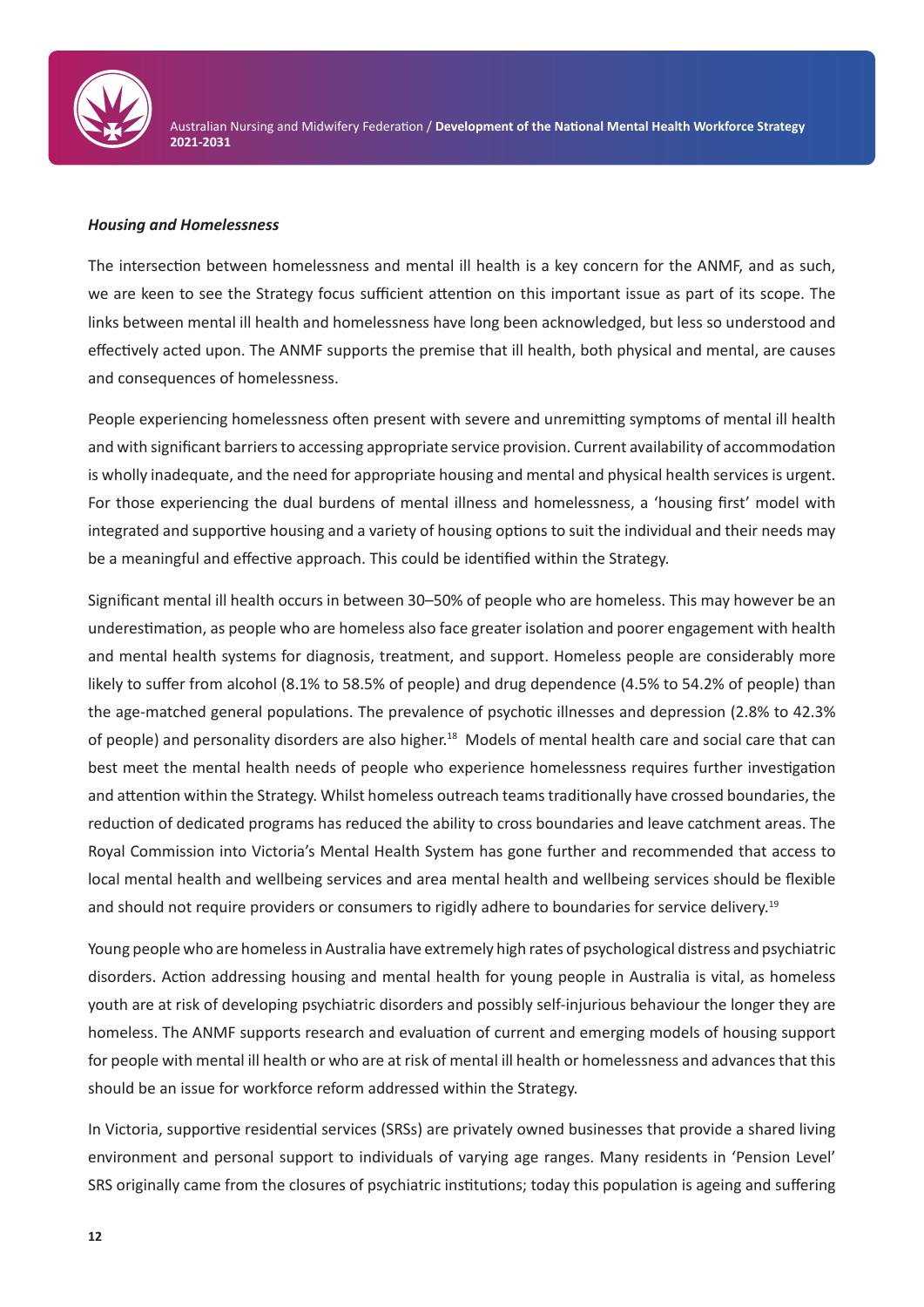***Housing and Homelessness***

The intersection between homelessness and mental ill health is a key concern for the ANMF, and as such, we are keen to see the Strategy focus sufficient attention on this important issue as part of its scope. The links between mental ill health and homelessness have long been acknowledged, but less so understood and effectively acted upon. The ANMF supports the premise that ill health, both physical and mental, are causes and consequences of homelessness.

People experiencing homelessness often present with severe and unremitting symptoms of mental ill health and with significant barriers to accessing appropriate service provision. Current availability of accommodation is wholly inadequate, and the need for appropriate housing and mental and physical health services is urgent. For those experiencing the dual burdens of mental illness and homelessness, a 'housing first' model with integrated and supportive housing and a variety of housing options to suit the individual and their needs may be a meaningful and effective approach. This could be identified within the Strategy.

Significant mental ill health occurs in between 30–50% of people who are homeless. This may however be an underestimation, as people who are homeless also face greater isolation and poorer engagement with health and mental health systems for diagnosis, treatment, and support. Homeless people are considerably more likely to suffer from alcohol (8.1% to 58.5% of people) and drug dependence (4.5% to 54.2% of people) than the age-matched general populations. The prevalence of psychotic illnesses and depression (2.8% to 42.3% of people) and personality disorders are also higher.[18] Models of mental health care and social care that can best meet the mental health needs of people who experience homelessness requires further investigation and attention within the Strategy. Whilst homeless outreach teams traditionally have crossed boundaries, the reduction of dedicated programs has reduced the ability to cross boundaries and leave catchment areas. The Royal Commission into Victoria's Mental Health System has gone further and recommended that access to local mental health and wellbeing services and area mental health and wellbeing services should be flexible and should not require providers or consumers to rigidly adhere to boundaries for service delivery.[19]

Young people who are homeless in Australia have extremely high rates of psychological distress and psychiatric disorders. Action addressing housing and mental health for young people in Australia is vital, as homeless youth are at risk of developing psychiatric disorders and possibly self-injurious behaviour the longer they are homeless. The ANMF supports research and evaluation of current and emerging models of housing support for people with mental ill health or who are at risk of mental ill health or homelessness and advances that this should be an issue for workforce reform addressed within the Strategy.

In Victoria, supportive residential services (SRSs) are privately owned businesses that provide a shared living environment and personal support to individuals of varying age ranges. Many residents in 'Pension Level' SRS originally came from the closures of psychiatric institutions; today this population is ageing and suffering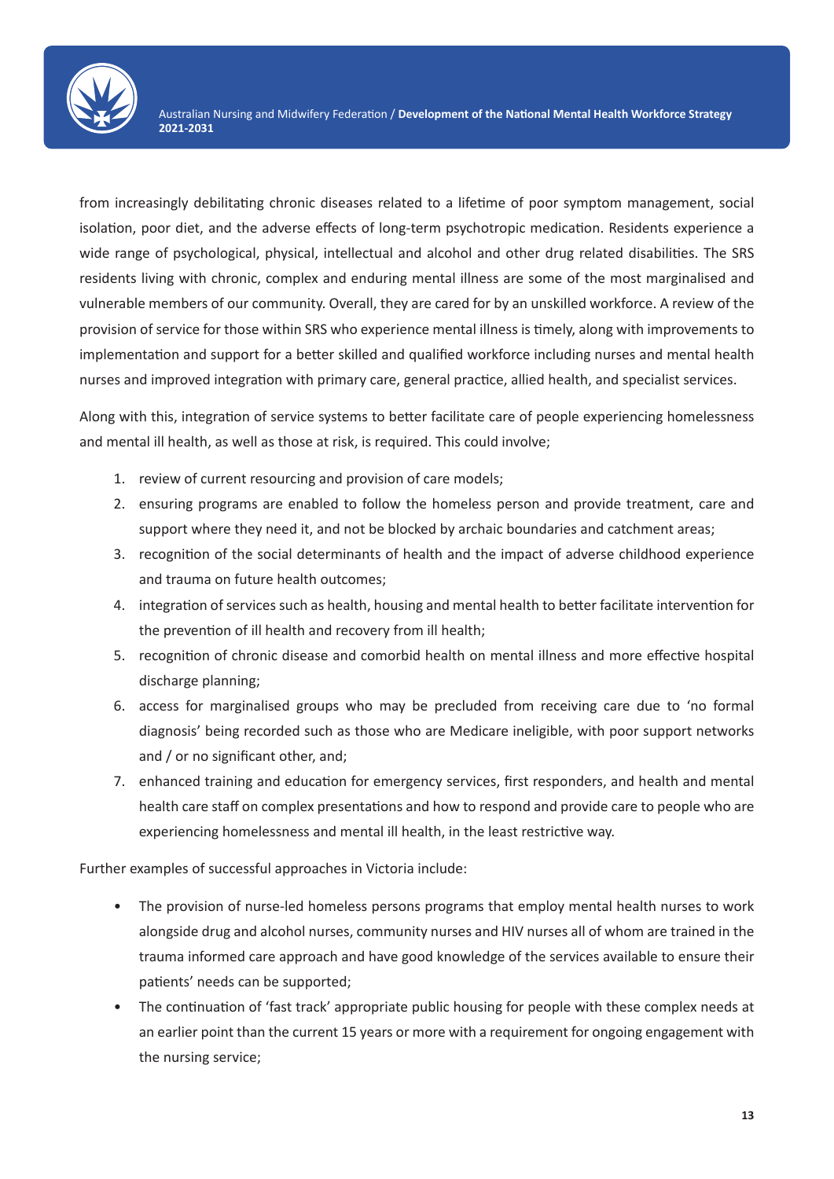from increasingly debilitating chronic diseases related to a lifetime of poor symptom management, social isolation, poor diet, and the adverse effects of long-term psychotropic medication. Residents experience a wide range of psychological, physical, intellectual and alcohol and other drug related disabilities. The SRS residents living with chronic, complex and enduring mental illness are some of the most marginalised and vulnerable members of our community. Overall, they are cared for by an unskilled workforce. A review of the provision of service for those within SRS who experience mental illness is timely, along with improvements to implementation and support for a better skilled and qualified workforce including nurses and mental health nurses and improved integration with primary care, general practice, allied health, and specialist services.

Along with this, integration of service systems to better facilitate care of people experiencing homelessness and mental ill health, as well as those at risk, is required. This could involve;

1. review of current resourcing and provision of care models;
2. ensuring programs are enabled to follow the homeless person and provide treatment, care and support where they need it, and not be blocked by archaic boundaries and catchment areas;
3. recognition of the social determinants of health and the impact of adverse childhood experience and trauma on future health outcomes;
4. integration of services such as health, housing and mental health to better facilitate intervention for the prevention of ill health and recovery from ill health;
5. recognition of chronic disease and comorbid health on mental illness and more effective hospital discharge planning;
6. access for marginalised groups who may be precluded from receiving care due to 'no formal diagnosis' being recorded such as those who are Medicare ineligible, with poor support networks and / or no significant other, and;
7. enhanced training and education for emergency services, first responders, and health and mental health care staff on complex presentations and how to respond and provide care to people who are experiencing homelessness and mental ill health, in the least restrictive way.

Further examples of successful approaches in Victoria include:

- The provision of nurse-led homeless persons programs that employ mental health nurses to work alongside drug and alcohol nurses, community nurses and HIV nurses all of whom are trained in the trauma informed care approach and have good knowledge of the services available to ensure their patients' needs can be supported;
- The continuation of 'fast track' appropriate public housing for people with these complex needs at an earlier point than the current 15 years or more with a requirement for ongoing engagement with the nursing service;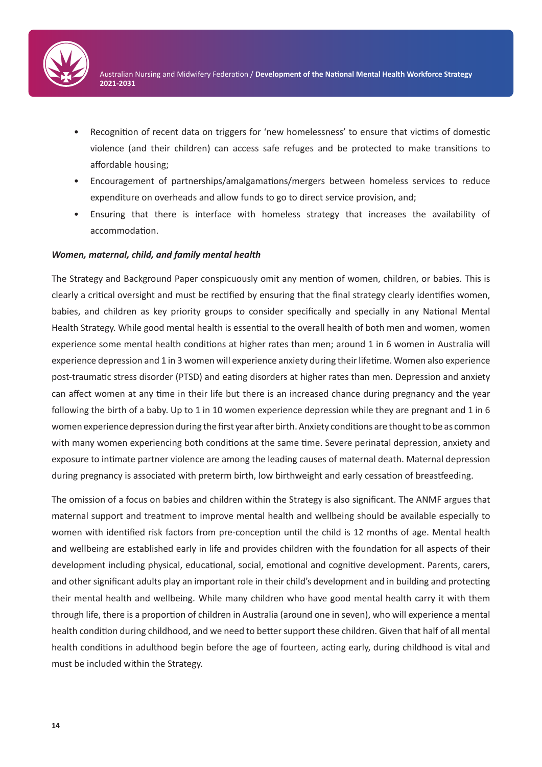- Recognition of recent data on triggers for 'new homelessness' to ensure that victims of domestic violence (and their children) can access safe refuges and be protected to make transitions to affordable housing;
- Encouragement of partnerships/amalgamations/mergers between homeless services to reduce expenditure on overheads and allow funds to go to direct service provision, and;
- Ensuring that there is interface with homeless strategy that increases the availability of accommodation.

***Women, maternal, child, and family mental health***

The Strategy and Background Paper conspicuously omit any mention of women, children, or babies. This is clearly a critical oversight and must be rectified by ensuring that the final strategy clearly identifies women, babies, and children as key priority groups to consider specifically and specially in any National Mental Health Strategy. While good mental health is essential to the overall health of both men and women, women experience some mental health conditions at higher rates than men; around 1 in 6 women in Australia will experience depression and 1 in 3 women will experience anxiety during their lifetime. Women also experience post-traumatic stress disorder (PTSD) and eating disorders at higher rates than men. Depression and anxiety can affect women at any time in their life but there is an increased chance during pregnancy and the year following the birth of a baby. Up to 1 in 10 women experience depression while they are pregnant and 1 in 6 women experience depression during the first year after birth. Anxiety conditions are thought to be as common with many women experiencing both conditions at the same time. Severe perinatal depression, anxiety and exposure to intimate partner violence are among the leading causes of maternal death. Maternal depression during pregnancy is associated with preterm birth, low birthweight and early cessation of breastfeeding.

The omission of a focus on babies and children within the Strategy is also significant. The ANMF argues that maternal support and treatment to improve mental health and wellbeing should be available especially to women with identified risk factors from pre-conception until the child is 12 months of age. Mental health and wellbeing are established early in life and provides children with the foundation for all aspects of their development including physical, educational, social, emotional and cognitive development. Parents, carers, and other significant adults play an important role in their child's development and in building and protecting their mental health and wellbeing. While many children who have good mental health carry it with them through life, there is a proportion of children in Australia (around one in seven), who will experience a mental health condition during childhood, and we need to better support these children. Given that half of all mental health conditions in adulthood begin before the age of fourteen, acting early, during childhood is vital and must be included within the Strategy.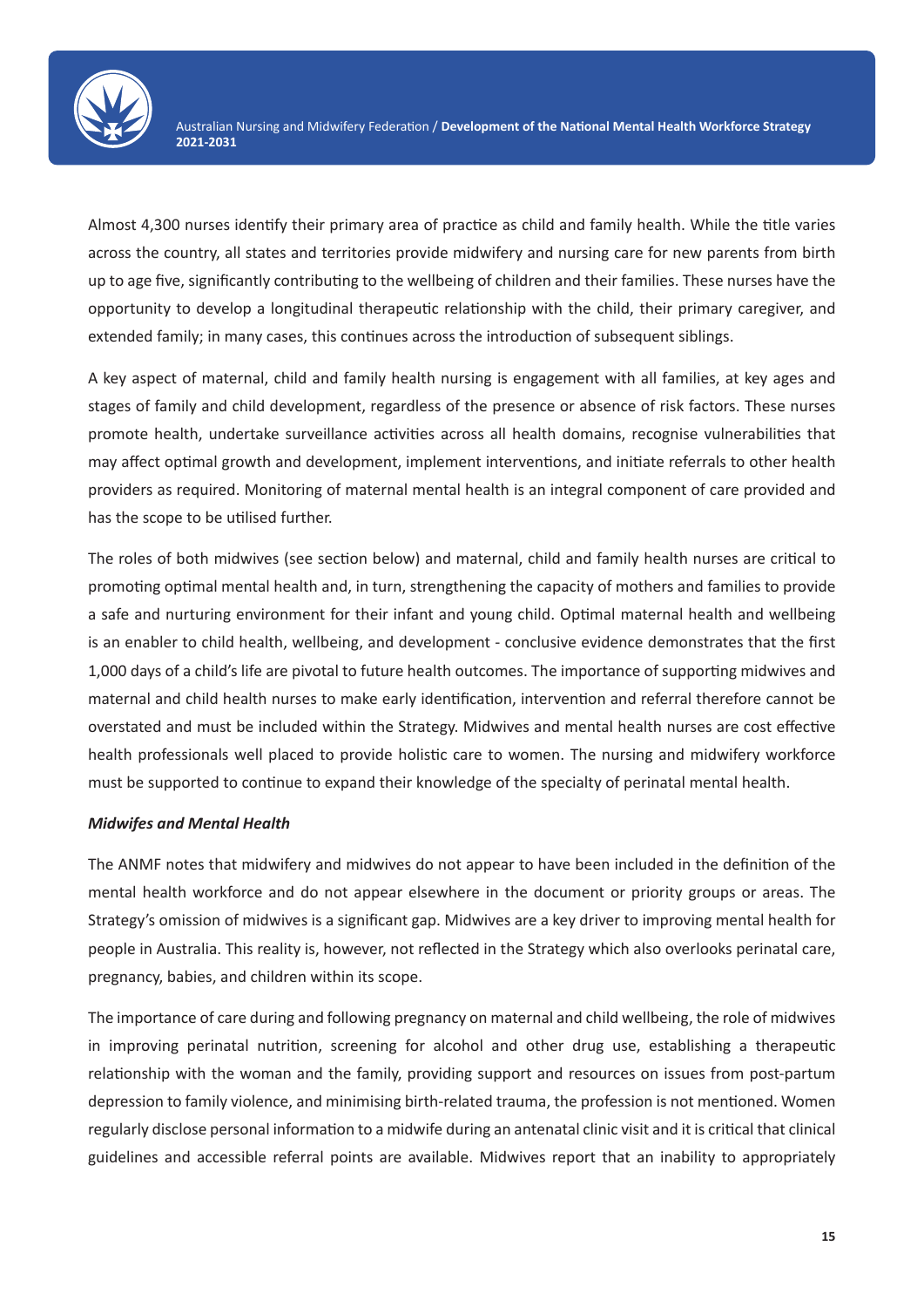Almost 4,300 nurses identify their primary area of practice as child and family health. While the title varies across the country, all states and territories provide midwifery and nursing care for new parents from birth up to age five, significantly contributing to the wellbeing of children and their families. These nurses have the opportunity to develop a longitudinal therapeutic relationship with the child, their primary caregiver, and extended family; in many cases, this continues across the introduction of subsequent siblings.

A key aspect of maternal, child and family health nursing is engagement with all families, at key ages and stages of family and child development, regardless of the presence or absence of risk factors. These nurses promote health, undertake surveillance activities across all health domains, recognise vulnerabilities that may affect optimal growth and development, implement interventions, and initiate referrals to other health providers as required. Monitoring of maternal mental health is an integral component of care provided and has the scope to be utilised further.

The roles of both midwives (see section below) and maternal, child and family health nurses are critical to promoting optimal mental health and, in turn, strengthening the capacity of mothers and families to provide a safe and nurturing environment for their infant and young child. Optimal maternal health and wellbeing is an enabler to child health, wellbeing, and development - conclusive evidence demonstrates that the first 1,000 days of a child's life are pivotal to future health outcomes. The importance of supporting midwives and maternal and child health nurses to make early identification, intervention and referral therefore cannot be overstated and must be included within the Strategy. Midwives and mental health nurses are cost effective health professionals well placed to provide holistic care to women. The nursing and midwifery workforce must be supported to continue to expand their knowledge of the specialty of perinatal mental health.

***Midwifes and Mental Health***

The ANMF notes that midwifery and midwives do not appear to have been included in the definition of the mental health workforce and do not appear elsewhere in the document or priority groups or areas. The Strategy's omission of midwives is a significant gap. Midwives are a key driver to improving mental health for people in Australia. This reality is, however, not reflected in the Strategy which also overlooks perinatal care, pregnancy, babies, and children within its scope.

The importance of care during and following pregnancy on maternal and child wellbeing, the role of midwives in improving perinatal nutrition, screening for alcohol and other drug use, establishing a therapeutic relationship with the woman and the family, providing support and resources on issues from post-partum depression to family violence, and minimising birth-related trauma, the profession is not mentioned. Women regularly disclose personal information to a midwife during an antenatal clinic visit and it is critical that clinical guidelines and accessible referral points are available. Midwives report that an inability to appropriately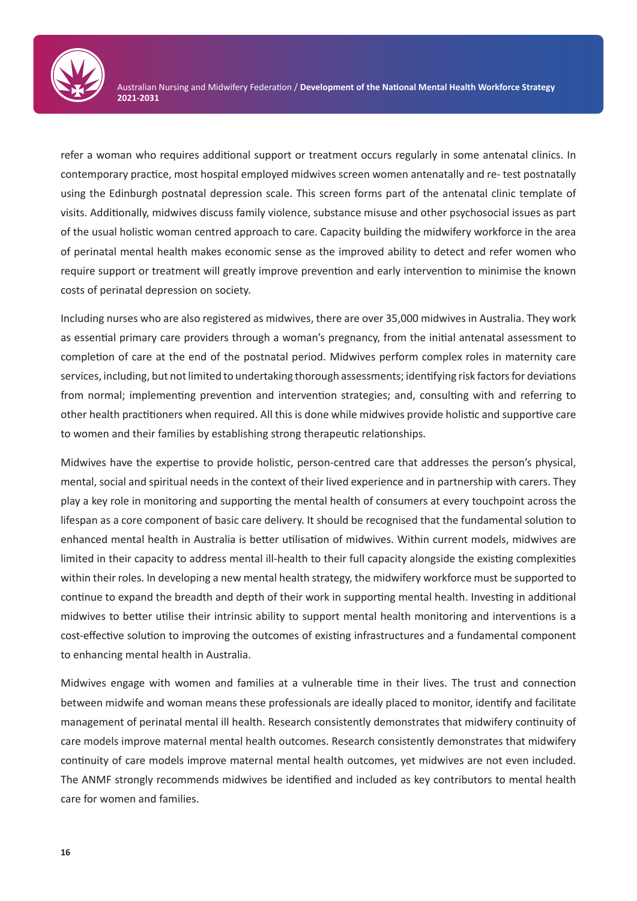refer a woman who requires additional support or treatment occurs regularly in some antenatal clinics. In contemporary practice, most hospital employed midwives screen women antenatally and re- test postnatally using the Edinburgh postnatal depression scale. This screen forms part of the antenatal clinic template of visits. Additionally, midwives discuss family violence, substance misuse and other psychosocial issues as part of the usual holistic woman centred approach to care. Capacity building the midwifery workforce in the area of perinatal mental health makes economic sense as the improved ability to detect and refer women who require support or treatment will greatly improve prevention and early intervention to minimise the known costs of perinatal depression on society.

Including nurses who are also registered as midwives, there are over 35,000 midwives in Australia. They work as essential primary care providers through a woman's pregnancy, from the initial antenatal assessment to completion of care at the end of the postnatal period. Midwives perform complex roles in maternity care services, including, but not limited to undertaking thorough assessments; identifying risk factors for deviations from normal; implementing prevention and intervention strategies; and, consulting with and referring to other health practitioners when required. All this is done while midwives provide holistic and supportive care to women and their families by establishing strong therapeutic relationships.

Midwives have the expertise to provide holistic, person-centred care that addresses the person's physical, mental, social and spiritual needs in the context of their lived experience and in partnership with carers. They play a key role in monitoring and supporting the mental health of consumers at every touchpoint across the lifespan as a core component of basic care delivery. It should be recognised that the fundamental solution to enhanced mental health in Australia is better utilisation of midwives. Within current models, midwives are limited in their capacity to address mental ill-health to their full capacity alongside the existing complexities within their roles. In developing a new mental health strategy, the midwifery workforce must be supported to continue to expand the breadth and depth of their work in supporting mental health. Investing in additional midwives to better utilise their intrinsic ability to support mental health monitoring and interventions is a cost-effective solution to improving the outcomes of existing infrastructures and a fundamental component to enhancing mental health in Australia.

Midwives engage with women and families at a vulnerable time in their lives. The trust and connection between midwife and woman means these professionals are ideally placed to monitor, identify and facilitate management of perinatal mental ill health. Research consistently demonstrates that midwifery continuity of care models improve maternal mental health outcomes. Research consistently demonstrates that midwifery continuity of care models improve maternal mental health outcomes, yet midwives are not even included. The ANMF strongly recommends midwives be identified and included as key contributors to mental health care for women and families.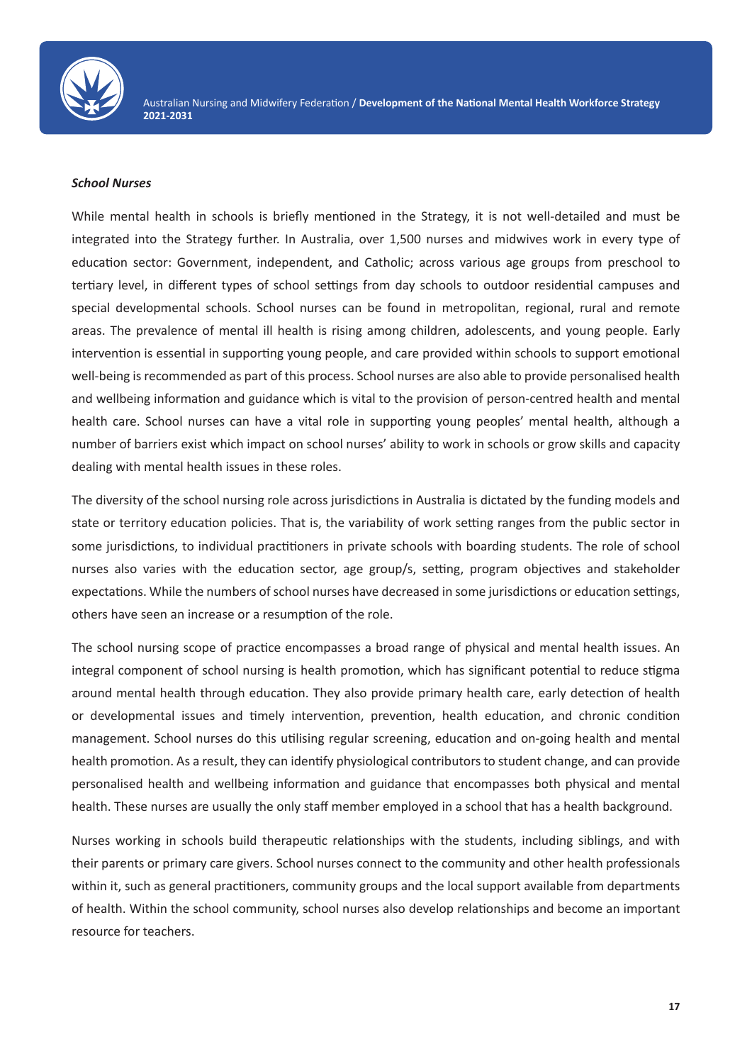***School Nurses***

While mental health in schools is briefly mentioned in the Strategy, it is not well-detailed and must be integrated into the Strategy further. In Australia, over 1,500 nurses and midwives work in every type of education sector: Government, independent, and Catholic; across various age groups from preschool to tertiary level, in different types of school settings from day schools to outdoor residential campuses and special developmental schools. School nurses can be found in metropolitan, regional, rural and remote areas. The prevalence of mental ill health is rising among children, adolescents, and young people. Early intervention is essential in supporting young people, and care provided within schools to support emotional well-being is recommended as part of this process. School nurses are also able to provide personalised health and wellbeing information and guidance which is vital to the provision of person-centred health and mental health care. School nurses can have a vital role in supporting young peoples' mental health, although a number of barriers exist which impact on school nurses' ability to work in schools or grow skills and capacity dealing with mental health issues in these roles.

The diversity of the school nursing role across jurisdictions in Australia is dictated by the funding models and state or territory education policies. That is, the variability of work setting ranges from the public sector in some jurisdictions, to individual practitioners in private schools with boarding students. The role of school nurses also varies with the education sector, age group/s, setting, program objectives and stakeholder expectations. While the numbers of school nurses have decreased in some jurisdictions or education settings, others have seen an increase or a resumption of the role.

The school nursing scope of practice encompasses a broad range of physical and mental health issues. An integral component of school nursing is health promotion, which has significant potential to reduce stigma around mental health through education. They also provide primary health care, early detection of health or developmental issues and timely intervention, prevention, health education, and chronic condition management. School nurses do this utilising regular screening, education and on-going health and mental health promotion. As a result, they can identify physiological contributors to student change, and can provide personalised health and wellbeing information and guidance that encompasses both physical and mental health. These nurses are usually the only staff member employed in a school that has a health background.

Nurses working in schools build therapeutic relationships with the students, including siblings, and with their parents or primary care givers. School nurses connect to the community and other health professionals within it, such as general practitioners, community groups and the local support available from departments of health. Within the school community, school nurses also develop relationships and become an important resource for teachers.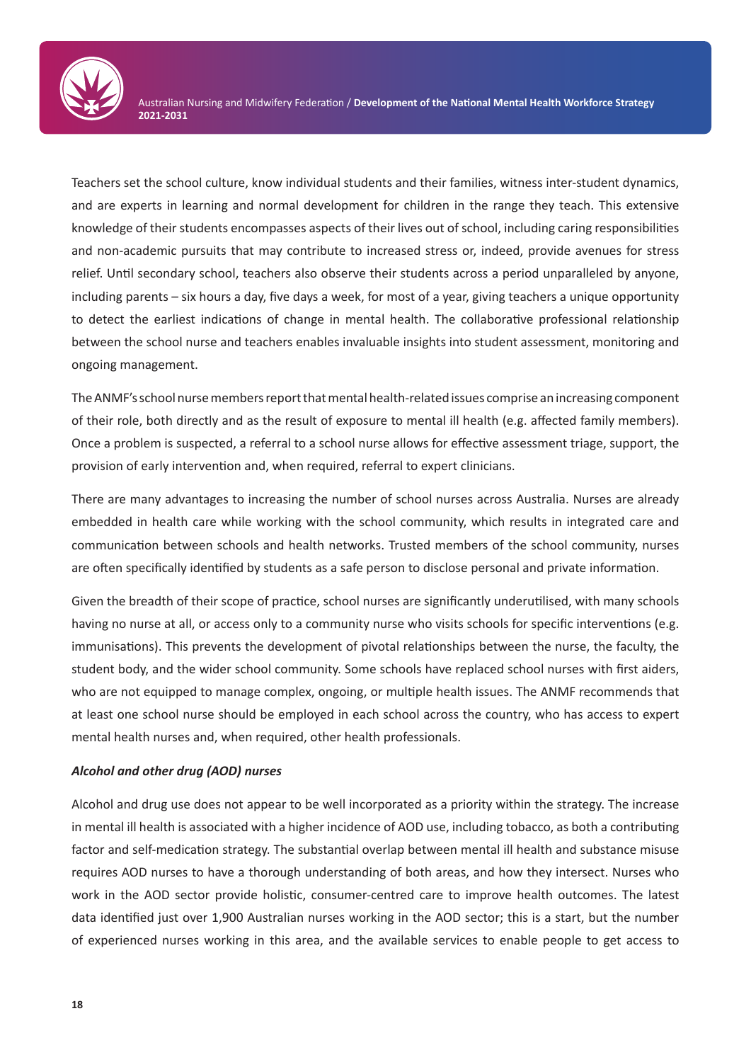Teachers set the school culture, know individual students and their families, witness inter-student dynamics, and are experts in learning and normal development for children in the range they teach. This extensive knowledge of their students encompasses aspects of their lives out of school, including caring responsibilities and non-academic pursuits that may contribute to increased stress or, indeed, provide avenues for stress relief. Until secondary school, teachers also observe their students across a period unparalleled by anyone, including parents – six hours a day, five days a week, for most of a year, giving teachers a unique opportunity to detect the earliest indications of change in mental health. The collaborative professional relationship between the school nurse and teachers enables invaluable insights into student assessment, monitoring and ongoing management.

The ANMF's school nurse members report that mental health-related issues comprise an increasing component of their role, both directly and as the result of exposure to mental ill health (e.g. affected family members). Once a problem is suspected, a referral to a school nurse allows for effective assessment triage, support, the provision of early intervention and, when required, referral to expert clinicians.

There are many advantages to increasing the number of school nurses across Australia. Nurses are already embedded in health care while working with the school community, which results in integrated care and communication between schools and health networks. Trusted members of the school community, nurses are often specifically identified by students as a safe person to disclose personal and private information.

Given the breadth of their scope of practice, school nurses are significantly underutilised, with many schools having no nurse at all, or access only to a community nurse who visits schools for specific interventions (e.g. immunisations). This prevents the development of pivotal relationships between the nurse, the faculty, the student body, and the wider school community. Some schools have replaced school nurses with first aiders, who are not equipped to manage complex, ongoing, or multiple health issues. The ANMF recommends that at least one school nurse should be employed in each school across the country, who has access to expert mental health nurses and, when required, other health professionals.

***Alcohol and other drug (AOD) nurses***

Alcohol and drug use does not appear to be well incorporated as a priority within the strategy. The increase in mental ill health is associated with a higher incidence of AOD use, including tobacco, as both a contributing factor and self-medication strategy. The substantial overlap between mental ill health and substance misuse requires AOD nurses to have a thorough understanding of both areas, and how they intersect. Nurses who work in the AOD sector provide holistic, consumer-centred care to improve health outcomes. The latest data identified just over 1,900 Australian nurses working in the AOD sector; this is a start, but the number of experienced nurses working in this area, and the available services to enable people to get access to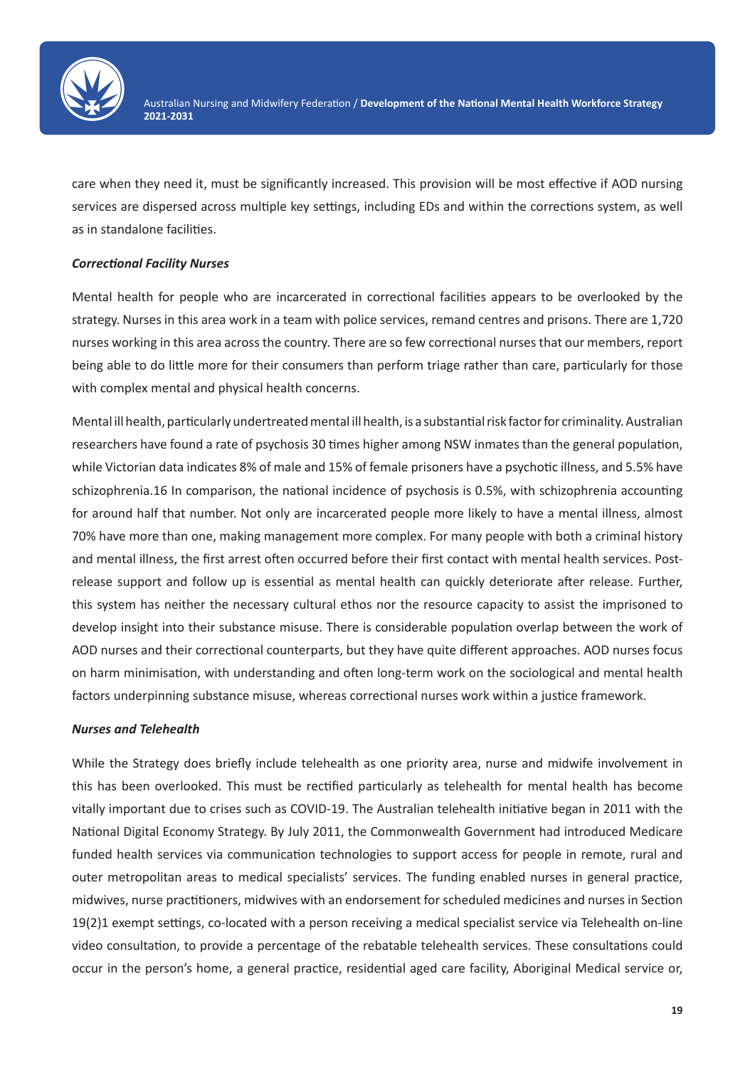care when they need it, must be significantly increased. This provision will be most effective if AOD nursing services are dispersed across multiple key settings, including EDs and within the corrections system, as well as in standalone facilities.

***Correctional Facility Nurses***

Mental health for people who are incarcerated in correctional facilities appears to be overlooked by the strategy. Nurses in this area work in a team with police services, remand centres and prisons. There are 1,720 nurses working in this area across the country. There are so few correctional nurses that our members, report being able to do little more for their consumers than perform triage rather than care, particularly for those with complex mental and physical health concerns.

Mental ill health, particularly undertreated mental ill health, is a substantial risk factor for criminality. Australian researchers have found a rate of psychosis 30 times higher among NSW inmates than the general population, while Victorian data indicates 8% of male and 15% of female prisoners have a psychotic illness, and 5.5% have schizophrenia.16 In comparison, the national incidence of psychosis is 0.5%, with schizophrenia accounting for around half that number. Not only are incarcerated people more likely to have a mental illness, almost 70% have more than one, making management more complex. For many people with both a criminal history and mental illness, the first arrest often occurred before their first contact with mental health services. Post-release support and follow up is essential as mental health can quickly deteriorate after release. Further, this system has neither the necessary cultural ethos nor the resource capacity to assist the imprisoned to develop insight into their substance misuse. There is considerable population overlap between the work of AOD nurses and their correctional counterparts, but they have quite different approaches. AOD nurses focus on harm minimisation, with understanding and often long-term work on the sociological and mental health factors underpinning substance misuse, whereas correctional nurses work within a justice framework.

***Nurses and Telehealth***

While the Strategy does briefly include telehealth as one priority area, nurse and midwife involvement in this has been overlooked. This must be rectified particularly as telehealth for mental health has become vitally important due to crises such as COVID-19. The Australian telehealth initiative began in 2011 with the National Digital Economy Strategy. By July 2011, the Commonwealth Government had introduced Medicare funded health services via communication technologies to support access for people in remote, rural and outer metropolitan areas to medical specialists' services. The funding enabled nurses in general practice, midwives, nurse practitioners, midwives with an endorsement for scheduled medicines and nurses in Section 19(2)1 exempt settings, co-located with a person receiving a medical specialist service via Telehealth on-line video consultation, to provide a percentage of the rebatable telehealth services. These consultations could occur in the person's home, a general practice, residential aged care facility, Aboriginal Medical service or,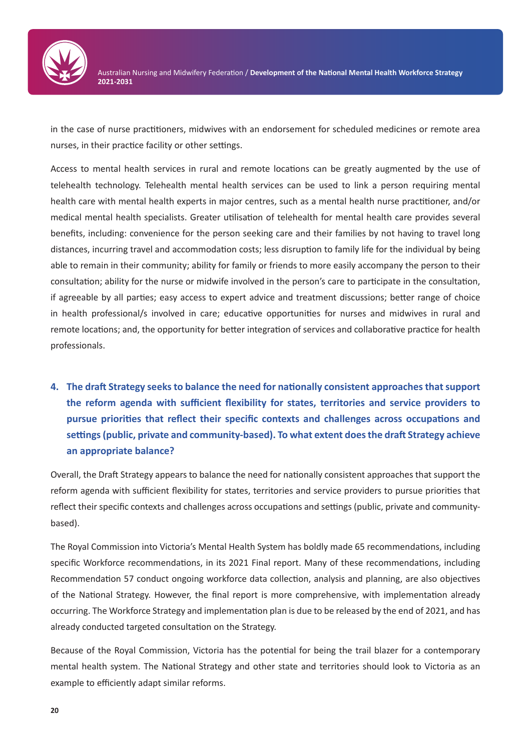in the case of nurse practitioners, midwives with an endorsement for scheduled medicines or remote area nurses, in their practice facility or other settings.

Access to mental health services in rural and remote locations can be greatly augmented by the use of telehealth technology. Telehealth mental health services can be used to link a person requiring mental health care with mental health experts in major centres, such as a mental health nurse practitioner, and/or medical mental health specialists. Greater utilisation of telehealth for mental health care provides several benefits, including: convenience for the person seeking care and their families by not having to travel long distances, incurring travel and accommodation costs; less disruption to family life for the individual by being able to remain in their community; ability for family or friends to more easily accompany the person to their consultation; ability for the nurse or midwife involved in the person's care to participate in the consultation, if agreeable by all parties; easy access to expert advice and treatment discussions; better range of choice in health professional/s involved in care; educative opportunities for nurses and midwives in rural and remote locations; and, the opportunity for better integration of services and collaborative practice for health professionals.

## 4. The draft Strategy seeks to balance the need for nationally consistent approaches that support the reform agenda with sufficient flexibility for states, territories and service providers to pursue priorities that reflect their specific contexts and challenges across occupations and settings (public, private and community-based). To what extent does the draft Strategy achieve an appropriate balance?

Overall, the Draft Strategy appears to balance the need for nationally consistent approaches that support the reform agenda with sufficient flexibility for states, territories and service providers to pursue priorities that reflect their specific contexts and challenges across occupations and settings (public, private and community-based).

The Royal Commission into Victoria's Mental Health System has boldly made 65 recommendations, including specific Workforce recommendations, in its 2021 Final report. Many of these recommendations, including Recommendation 57 conduct ongoing workforce data collection, analysis and planning, are also objectives of the National Strategy. However, the final report is more comprehensive, with implementation already occurring. The Workforce Strategy and implementation plan is due to be released by the end of 2021, and has already conducted targeted consultation on the Strategy.

Because of the Royal Commission, Victoria has the potential for being the trail blazer for a contemporary mental health system. The National Strategy and other state and territories should look to Victoria as an example to efficiently adapt similar reforms.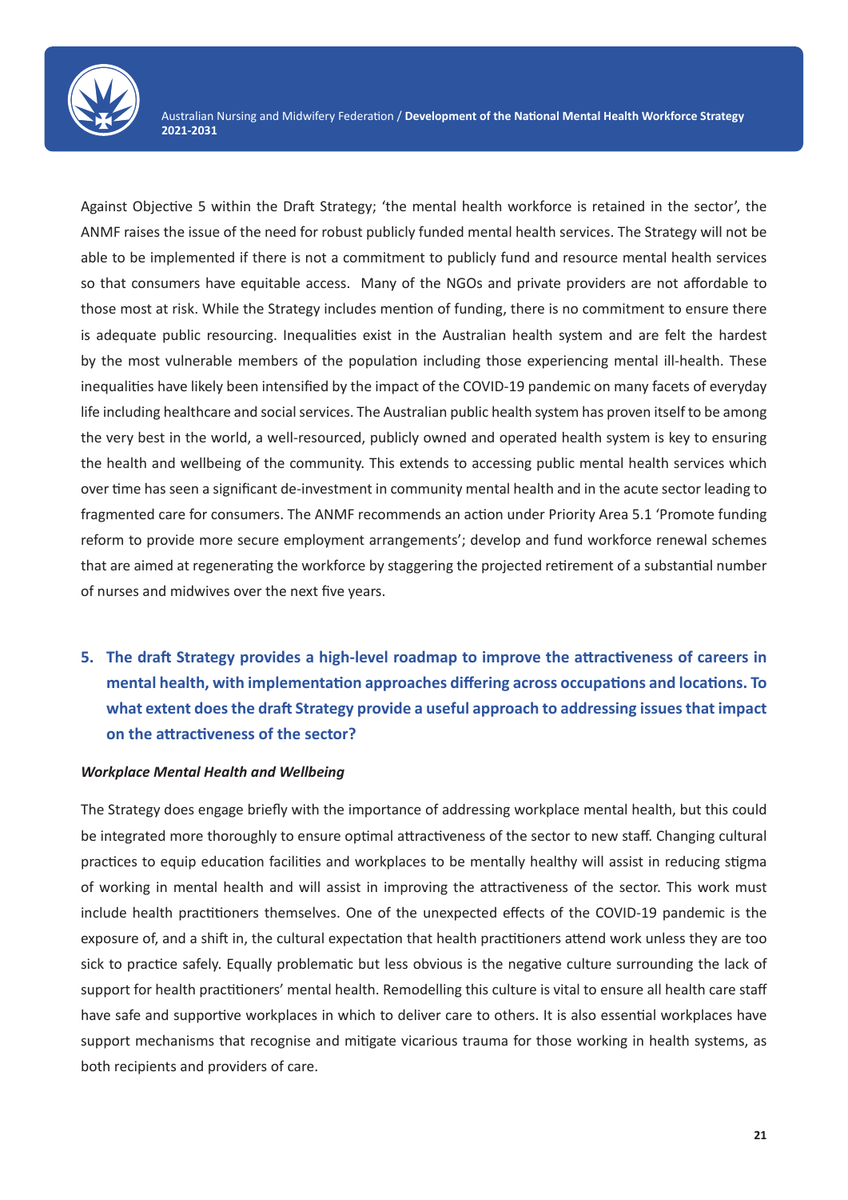Against Objective 5 within the Draft Strategy; 'the mental health workforce is retained in the sector', the ANMF raises the issue of the need for robust publicly funded mental health services. The Strategy will not be able to be implemented if there is not a commitment to publicly fund and resource mental health services so that consumers have equitable access. Many of the NGOs and private providers are not affordable to those most at risk. While the Strategy includes mention of funding, there is no commitment to ensure there is adequate public resourcing. Inequalities exist in the Australian health system and are felt the hardest by the most vulnerable members of the population including those experiencing mental ill-health. These inequalities have likely been intensified by the impact of the COVID-19 pandemic on many facets of everyday life including healthcare and social services. The Australian public health system has proven itself to be among the very best in the world, a well-resourced, publicly owned and operated health system is key to ensuring the health and wellbeing of the community. This extends to accessing public mental health services which over time has seen a significant de-investment in community mental health and in the acute sector leading to fragmented care for consumers. The ANMF recommends an action under Priority Area 5.1 'Promote funding reform to provide more secure employment arrangements'; develop and fund workforce renewal schemes that are aimed at regenerating the workforce by staggering the projected retirement of a substantial number of nurses and midwives over the next five years.

## 5. The draft Strategy provides a high-level roadmap to improve the attractiveness of careers in mental health, with implementation approaches differing across occupations and locations. To what extent does the draft Strategy provide a useful approach to addressing issues that impact on the attractiveness of the sector?

***Workplace Mental Health and Wellbeing***

The Strategy does engage briefly with the importance of addressing workplace mental health, but this could be integrated more thoroughly to ensure optimal attractiveness of the sector to new staff. Changing cultural practices to equip education facilities and workplaces to be mentally healthy will assist in reducing stigma of working in mental health and will assist in improving the attractiveness of the sector. This work must include health practitioners themselves. One of the unexpected effects of the COVID-19 pandemic is the exposure of, and a shift in, the cultural expectation that health practitioners attend work unless they are too sick to practice safely. Equally problematic but less obvious is the negative culture surrounding the lack of support for health practitioners' mental health. Remodelling this culture is vital to ensure all health care staff have safe and supportive workplaces in which to deliver care to others. It is also essential workplaces have support mechanisms that recognise and mitigate vicarious trauma for those working in health systems, as both recipients and providers of care.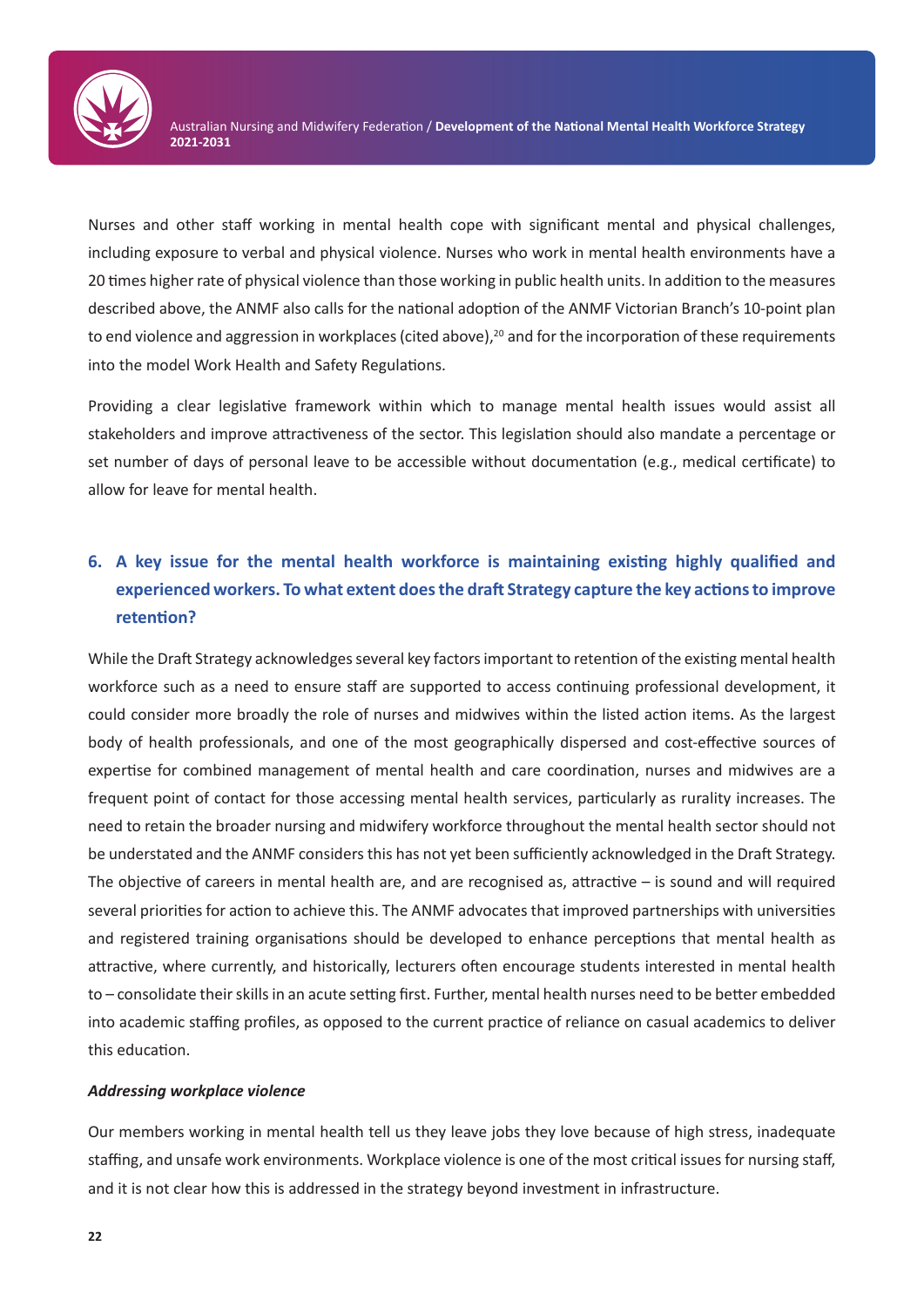Nurses and other staff working in mental health cope with significant mental and physical challenges, including exposure to verbal and physical violence. Nurses who work in mental health environments have a 20 times higher rate of physical violence than those working in public health units. In addition to the measures described above, the ANMF also calls for the national adoption of the ANMF Victorian Branch's 10-point plan to end violence and aggression in workplaces (cited above),[20] and for the incorporation of these requirements into the model Work Health and Safety Regulations.

Providing a clear legislative framework within which to manage mental health issues would assist all stakeholders and improve attractiveness of the sector. This legislation should also mandate a percentage or set number of days of personal leave to be accessible without documentation (e.g., medical certificate) to allow for leave for mental health.

## 6. A key issue for the mental health workforce is maintaining existing highly qualified and experienced workers. To what extent does the draft Strategy capture the key actions to improve retention?

While the Draft Strategy acknowledges several key factors important to retention of the existing mental health workforce such as a need to ensure staff are supported to access continuing professional development, it could consider more broadly the role of nurses and midwives within the listed action items. As the largest body of health professionals, and one of the most geographically dispersed and cost-effective sources of expertise for combined management of mental health and care coordination, nurses and midwives are a frequent point of contact for those accessing mental health services, particularly as rurality increases. The need to retain the broader nursing and midwifery workforce throughout the mental health sector should not be understated and the ANMF considers this has not yet been sufficiently acknowledged in the Draft Strategy. The objective of careers in mental health are, and are recognised as, attractive – is sound and will required several priorities for action to achieve this. The ANMF advocates that improved partnerships with universities and registered training organisations should be developed to enhance perceptions that mental health as attractive, where currently, and historically, lecturers often encourage students interested in mental health to – consolidate their skills in an acute setting first. Further, mental health nurses need to be better embedded into academic staffing profiles, as opposed to the current practice of reliance on casual academics to deliver this education.

***Addressing workplace violence***

Our members working in mental health tell us they leave jobs they love because of high stress, inadequate staffing, and unsafe work environments. Workplace violence is one of the most critical issues for nursing staff, and it is not clear how this is addressed in the strategy beyond investment in infrastructure.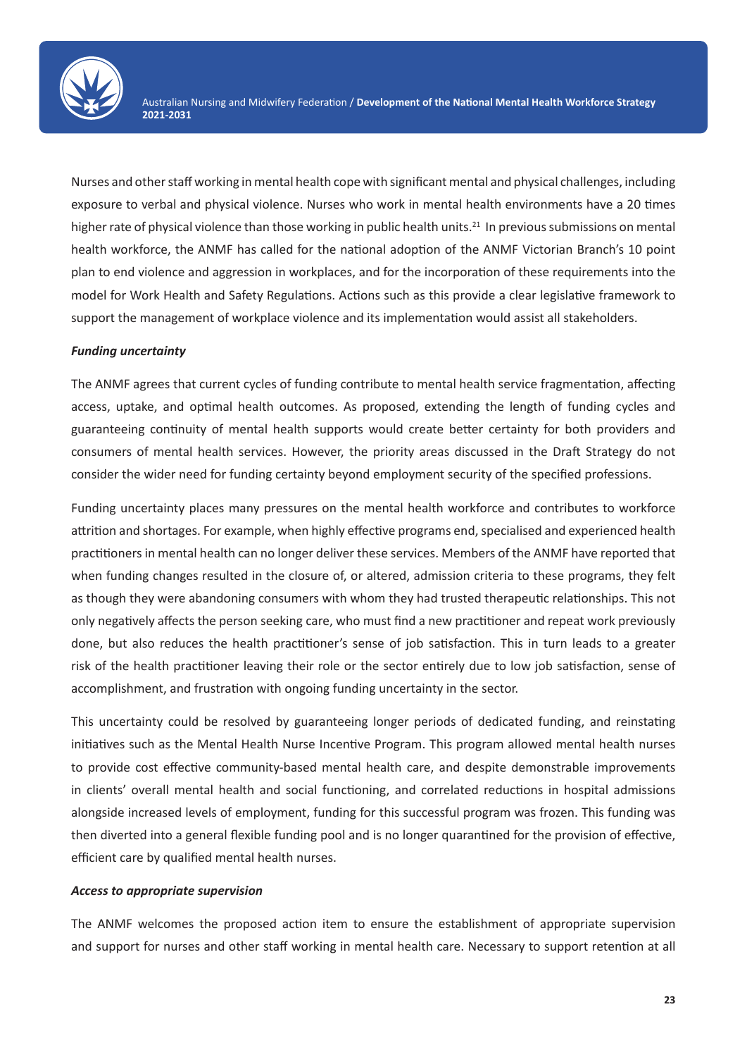Nurses and other staff working in mental health cope with significant mental and physical challenges, including exposure to verbal and physical violence. Nurses who work in mental health environments have a 20 times higher rate of physical violence than those working in public health units.[21] In previous submissions on mental health workforce, the ANMF has called for the national adoption of the ANMF Victorian Branch's 10 point plan to end violence and aggression in workplaces, and for the incorporation of these requirements into the model for Work Health and Safety Regulations. Actions such as this provide a clear legislative framework to support the management of workplace violence and its implementation would assist all stakeholders.

***Funding uncertainty***

The ANMF agrees that current cycles of funding contribute to mental health service fragmentation, affecting access, uptake, and optimal health outcomes. As proposed, extending the length of funding cycles and guaranteeing continuity of mental health supports would create better certainty for both providers and consumers of mental health services. However, the priority areas discussed in the Draft Strategy do not consider the wider need for funding certainty beyond employment security of the specified professions.

Funding uncertainty places many pressures on the mental health workforce and contributes to workforce attrition and shortages. For example, when highly effective programs end, specialised and experienced health practitioners in mental health can no longer deliver these services. Members of the ANMF have reported that when funding changes resulted in the closure of, or altered, admission criteria to these programs, they felt as though they were abandoning consumers with whom they had trusted therapeutic relationships. This not only negatively affects the person seeking care, who must find a new practitioner and repeat work previously done, but also reduces the health practitioner's sense of job satisfaction. This in turn leads to a greater risk of the health practitioner leaving their role or the sector entirely due to low job satisfaction, sense of accomplishment, and frustration with ongoing funding uncertainty in the sector.

This uncertainty could be resolved by guaranteeing longer periods of dedicated funding, and reinstating initiatives such as the Mental Health Nurse Incentive Program. This program allowed mental health nurses to provide cost effective community-based mental health care, and despite demonstrable improvements in clients' overall mental health and social functioning, and correlated reductions in hospital admissions alongside increased levels of employment, funding for this successful program was frozen. This funding was then diverted into a general flexible funding pool and is no longer quarantined for the provision of effective, efficient care by qualified mental health nurses.

***Access to appropriate supervision***

The ANMF welcomes the proposed action item to ensure the establishment of appropriate supervision and support for nurses and other staff working in mental health care. Necessary to support retention at all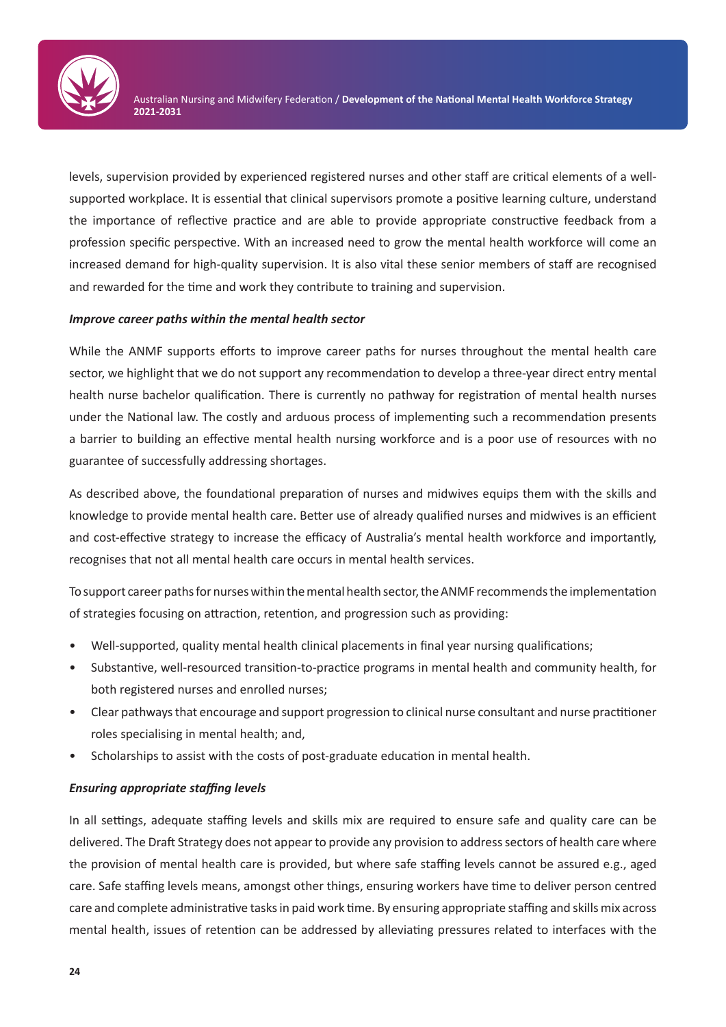levels, supervision provided by experienced registered nurses and other staff are critical elements of a well-supported workplace. It is essential that clinical supervisors promote a positive learning culture, understand the importance of reflective practice and are able to provide appropriate constructive feedback from a profession specific perspective. With an increased need to grow the mental health workforce will come an increased demand for high-quality supervision. It is also vital these senior members of staff are recognised and rewarded for the time and work they contribute to training and supervision.

***Improve career paths within the mental health sector***

While the ANMF supports efforts to improve career paths for nurses throughout the mental health care sector, we highlight that we do not support any recommendation to develop a three-year direct entry mental health nurse bachelor qualification. There is currently no pathway for registration of mental health nurses under the National law. The costly and arduous process of implementing such a recommendation presents a barrier to building an effective mental health nursing workforce and is a poor use of resources with no guarantee of successfully addressing shortages.

As described above, the foundational preparation of nurses and midwives equips them with the skills and knowledge to provide mental health care. Better use of already qualified nurses and midwives is an efficient and cost-effective strategy to increase the efficacy of Australia's mental health workforce and importantly, recognises that not all mental health care occurs in mental health services.

To support career paths for nurses within the mental health sector, the ANMF recommends the implementation of strategies focusing on attraction, retention, and progression such as providing:

- Well-supported, quality mental health clinical placements in final year nursing qualifications;
- Substantive, well-resourced transition-to-practice programs in mental health and community health, for both registered nurses and enrolled nurses;
- Clear pathways that encourage and support progression to clinical nurse consultant and nurse practitioner roles specialising in mental health; and,
- Scholarships to assist with the costs of post-graduate education in mental health.

***Ensuring appropriate staffing levels***

In all settings, adequate staffing levels and skills mix are required to ensure safe and quality care can be delivered. The Draft Strategy does not appear to provide any provision to address sectors of health care where the provision of mental health care is provided, but where safe staffing levels cannot be assured e.g., aged care. Safe staffing levels means, amongst other things, ensuring workers have time to deliver person centred care and complete administrative tasks in paid work time. By ensuring appropriate staffing and skills mix across mental health, issues of retention can be addressed by alleviating pressures related to interfaces with the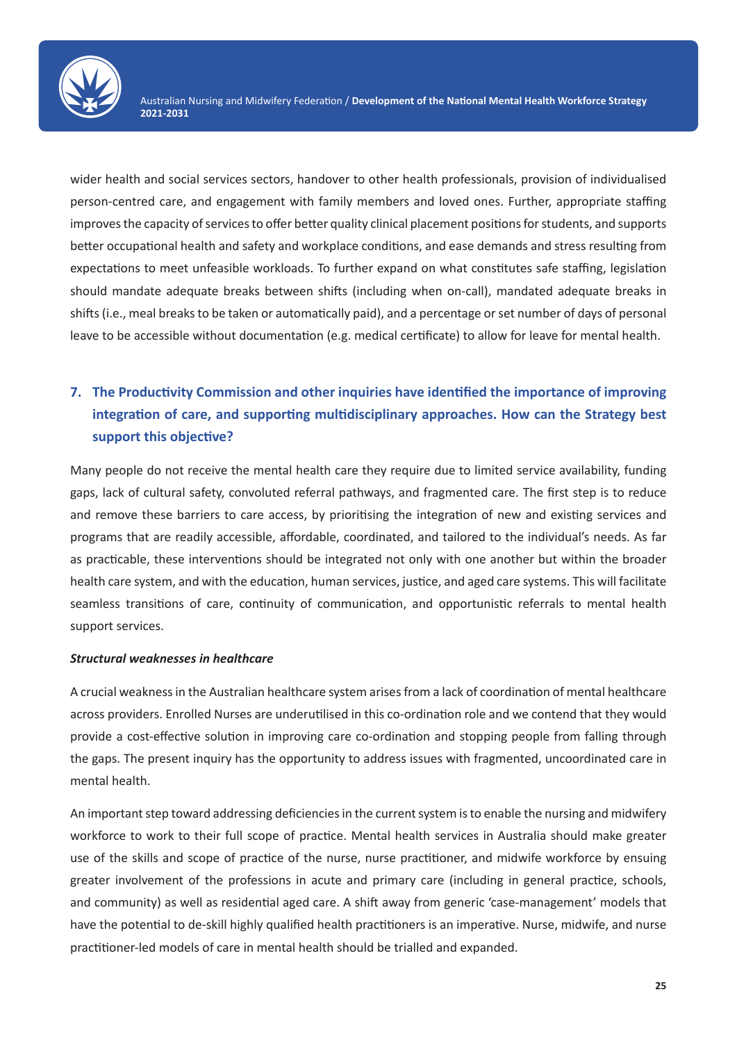wider health and social services sectors, handover to other health professionals, provision of individualised person-centred care, and engagement with family members and loved ones. Further, appropriate staffing improves the capacity of services to offer better quality clinical placement positions for students, and supports better occupational health and safety and workplace conditions, and ease demands and stress resulting from expectations to meet unfeasible workloads. To further expand on what constitutes safe staffing, legislation should mandate adequate breaks between shifts (including when on-call), mandated adequate breaks in shifts (i.e., meal breaks to be taken or automatically paid), and a percentage or set number of days of personal leave to be accessible without documentation (e.g. medical certificate) to allow for leave for mental health.

### 7. The Productivity Commission and other inquiries have identified the importance of improving integration of care, and supporting multidisciplinary approaches. How can the Strategy best support this objective?

Many people do not receive the mental health care they require due to limited service availability, funding gaps, lack of cultural safety, convoluted referral pathways, and fragmented care. The first step is to reduce and remove these barriers to care access, by prioritising the integration of new and existing services and programs that are readily accessible, affordable, coordinated, and tailored to the individual's needs. As far as practicable, these interventions should be integrated not only with one another but within the broader health care system, and with the education, human services, justice, and aged care systems. This will facilitate seamless transitions of care, continuity of communication, and opportunistic referrals to mental health support services.

***Structural weaknesses in healthcare***

A crucial weakness in the Australian healthcare system arises from a lack of coordination of mental healthcare across providers. Enrolled Nurses are underutilised in this co-ordination role and we contend that they would provide a cost-effective solution in improving care co-ordination and stopping people from falling through the gaps. The present inquiry has the opportunity to address issues with fragmented, uncoordinated care in mental health.

An important step toward addressing deficiencies in the current system is to enable the nursing and midwifery workforce to work to their full scope of practice. Mental health services in Australia should make greater use of the skills and scope of practice of the nurse, nurse practitioner, and midwife workforce by ensuing greater involvement of the professions in acute and primary care (including in general practice, schools, and community) as well as residential aged care. A shift away from generic 'case-management' models that have the potential to de-skill highly qualified health practitioners is an imperative. Nurse, midwife, and nurse practitioner-led models of care in mental health should be trialled and expanded.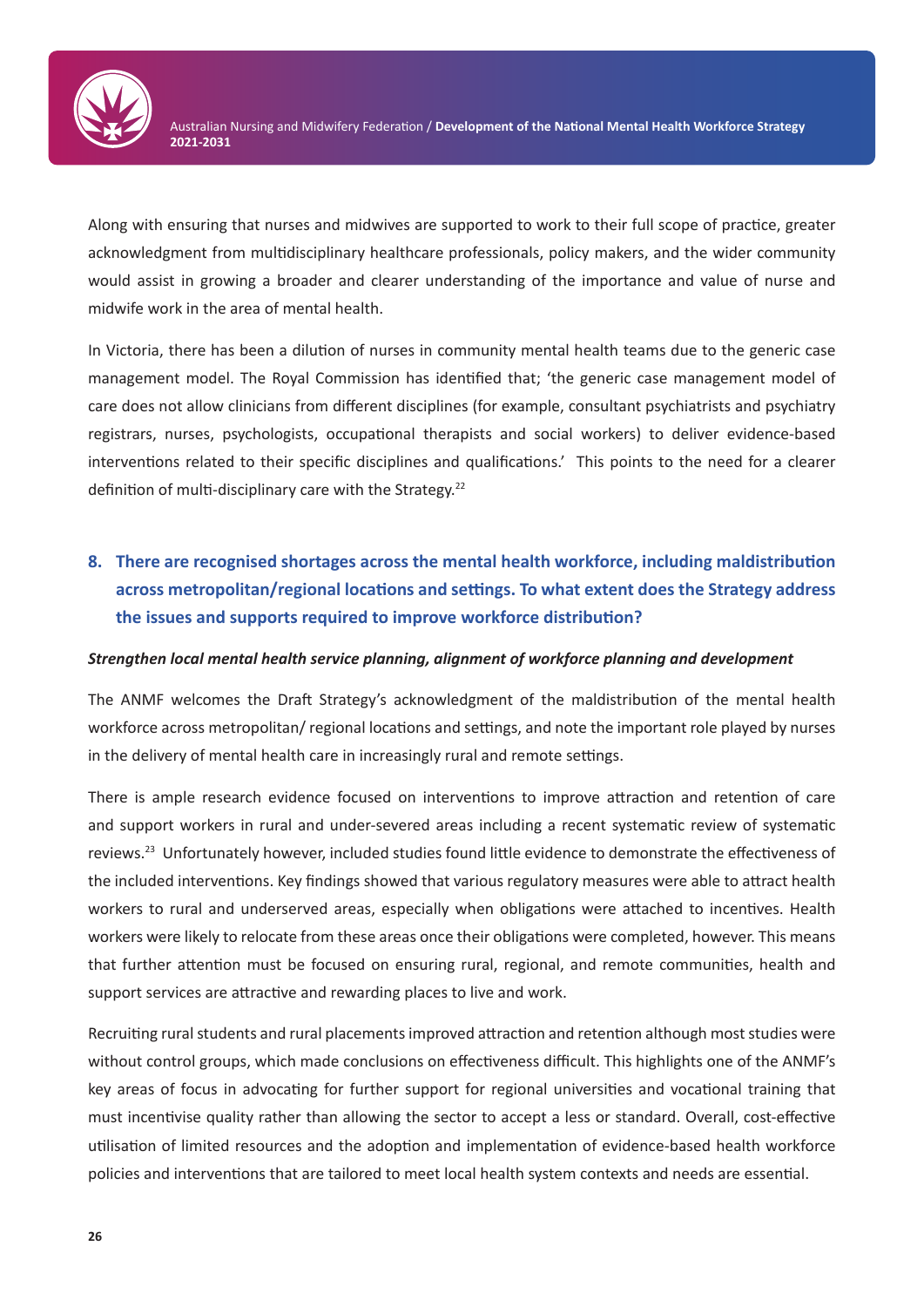Along with ensuring that nurses and midwives are supported to work to their full scope of practice, greater acknowledgment from multidisciplinary healthcare professionals, policy makers, and the wider community would assist in growing a broader and clearer understanding of the importance and value of nurse and midwife work in the area of mental health.

In Victoria, there has been a dilution of nurses in community mental health teams due to the generic case management model. The Royal Commission has identified that; 'the generic case management model of care does not allow clinicians from different disciplines (for example, consultant psychiatrists and psychiatry registrars, nurses, psychologists, occupational therapists and social workers) to deliver evidence-based interventions related to their specific disciplines and qualifications.' This points to the need for a clearer definition of multi-disciplinary care with the Strategy.[22]

## 8. There are recognised shortages across the mental health workforce, including maldistribution across metropolitan/regional locations and settings. To what extent does the Strategy address the issues and supports required to improve workforce distribution?

***Strengthen local mental health service planning, alignment of workforce planning and development***

The ANMF welcomes the Draft Strategy's acknowledgment of the maldistribution of the mental health workforce across metropolitan/ regional locations and settings, and note the important role played by nurses in the delivery of mental health care in increasingly rural and remote settings.

There is ample research evidence focused on interventions to improve attraction and retention of care and support workers in rural and under-severed areas including a recent systematic review of systematic reviews.[23] Unfortunately however, included studies found little evidence to demonstrate the effectiveness of the included interventions. Key findings showed that various regulatory measures were able to attract health workers to rural and underserved areas, especially when obligations were attached to incentives. Health workers were likely to relocate from these areas once their obligations were completed, however. This means that further attention must be focused on ensuring rural, regional, and remote communities, health and support services are attractive and rewarding places to live and work.

Recruiting rural students and rural placements improved attraction and retention although most studies were without control groups, which made conclusions on effectiveness difficult. This highlights one of the ANMF's key areas of focus in advocating for further support for regional universities and vocational training that must incentivise quality rather than allowing the sector to accept a less or standard. Overall, cost-effective utilisation of limited resources and the adoption and implementation of evidence-based health workforce policies and interventions that are tailored to meet local health system contexts and needs are essential.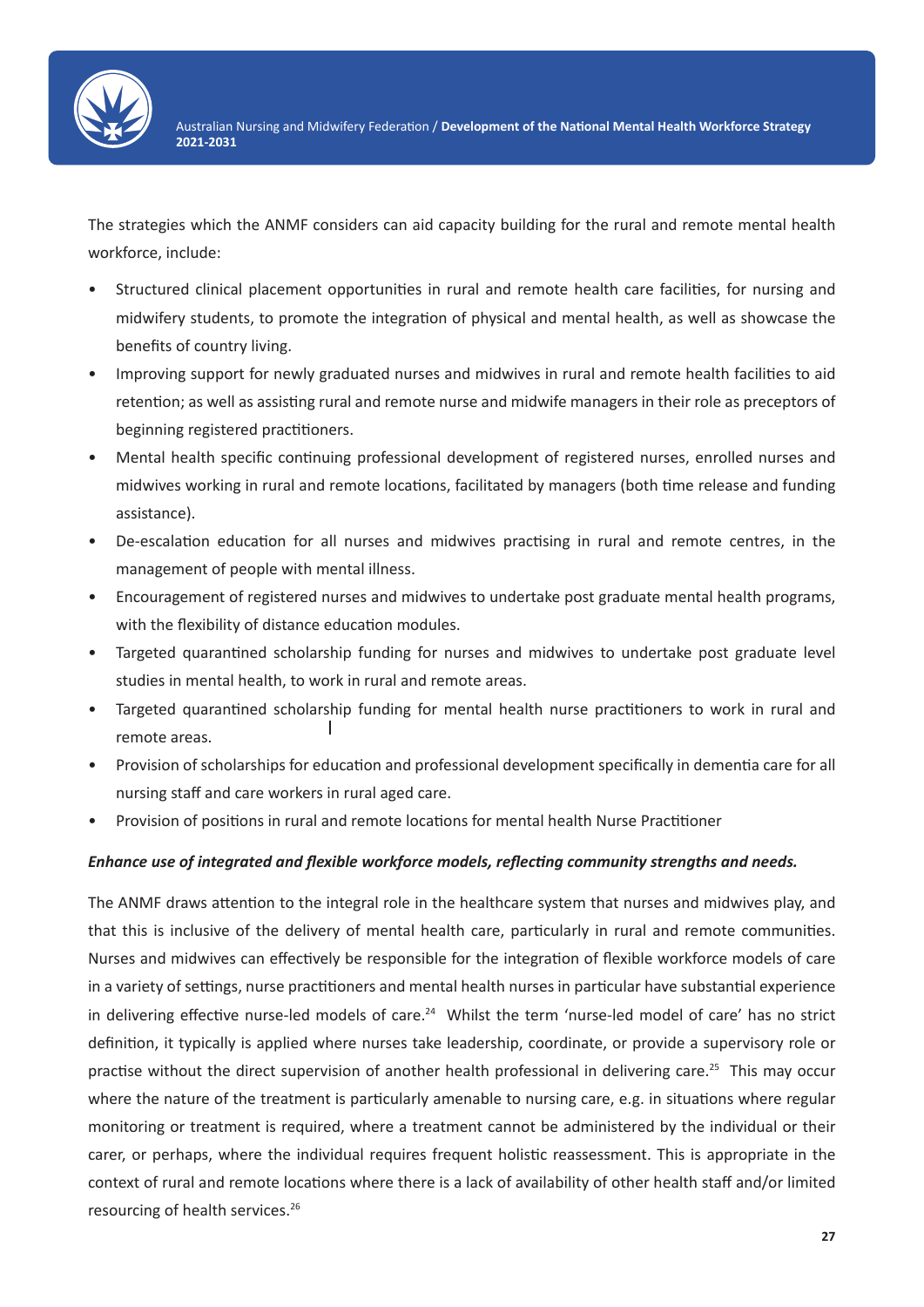The strategies which the ANMF considers can aid capacity building for the rural and remote mental health workforce, include:

- Structured clinical placement opportunities in rural and remote health care facilities, for nursing and midwifery students, to promote the integration of physical and mental health, as well as showcase the benefits of country living.
- Improving support for newly graduated nurses and midwives in rural and remote health facilities to aid retention; as well as assisting rural and remote nurse and midwife managers in their role as preceptors of beginning registered practitioners.
- Mental health specific continuing professional development of registered nurses, enrolled nurses and midwives working in rural and remote locations, facilitated by managers (both time release and funding assistance).
- De-escalation education for all nurses and midwives practising in rural and remote centres, in the management of people with mental illness.
- Encouragement of registered nurses and midwives to undertake post graduate mental health programs, with the flexibility of distance education modules.
- Targeted quarantined scholarship funding for nurses and midwives to undertake post graduate level studies in mental health, to work in rural and remote areas.
- Targeted quarantined scholarship funding for mental health nurse practitioners to work in rural and remote areas.
- Provision of scholarships for education and professional development specifically in dementia care for all nursing staff and care workers in rural aged care.
- Provision of positions in rural and remote locations for mental health Nurse Practitioner

***Enhance use of integrated and flexible workforce models, reflecting community strengths and needs.***

The ANMF draws attention to the integral role in the healthcare system that nurses and midwives play, and that this is inclusive of the delivery of mental health care, particularly in rural and remote communities. Nurses and midwives can effectively be responsible for the integration of flexible workforce models of care in a variety of settings, nurse practitioners and mental health nurses in particular have substantial experience in delivering effective nurse-led models of care.[24] Whilst the term 'nurse-led model of care' has no strict definition, it typically is applied where nurses take leadership, coordinate, or provide a supervisory role or practise without the direct supervision of another health professional in delivering care.[25] This may occur where the nature of the treatment is particularly amenable to nursing care, e.g. in situations where regular monitoring or treatment is required, where a treatment cannot be administered by the individual or their carer, or perhaps, where the individual requires frequent holistic reassessment. This is appropriate in the context of rural and remote locations where there is a lack of availability of other health staff and/or limited resourcing of health services.[26]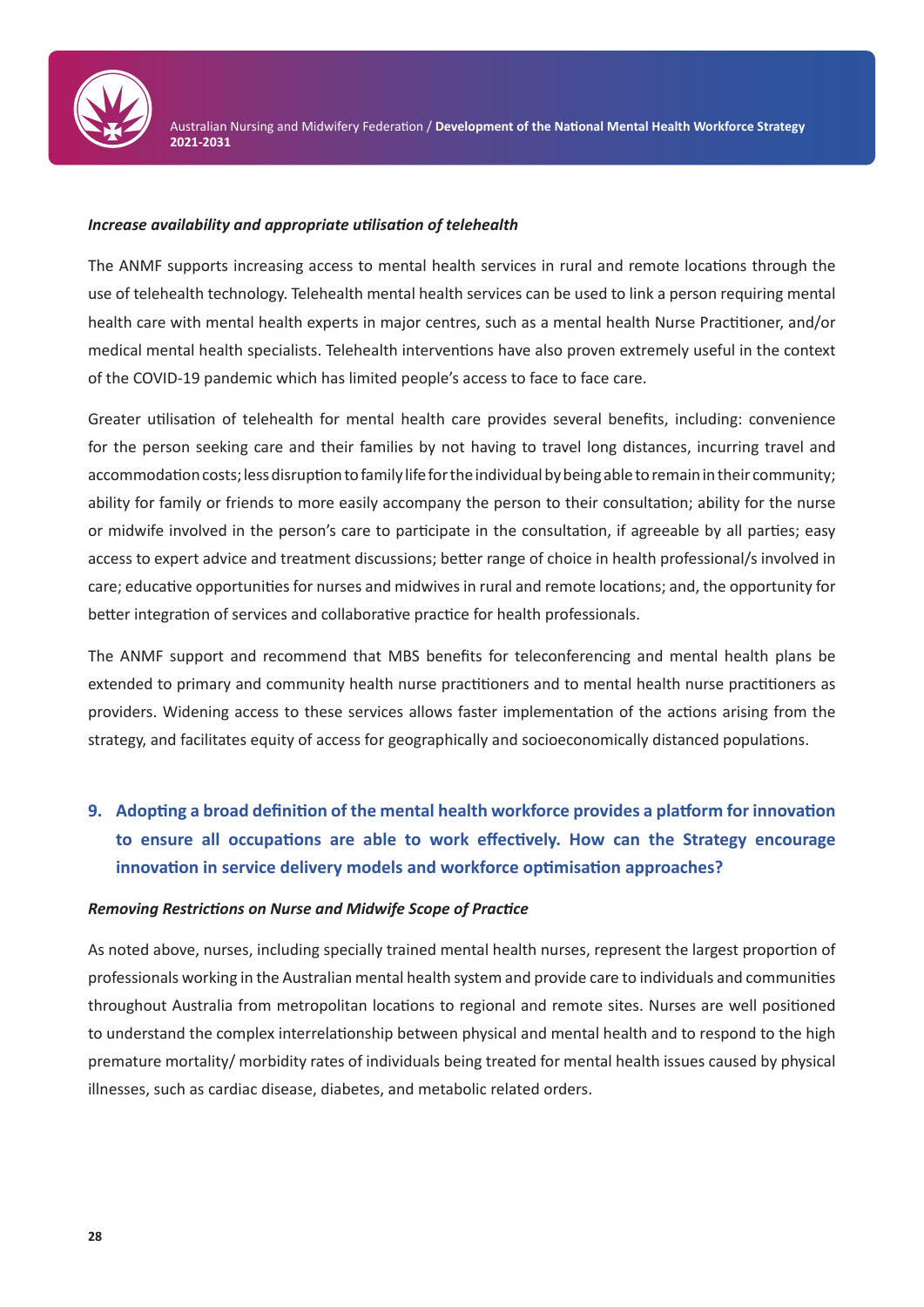*Increase availability and appropriate utilisation of telehealth*

The ANMF supports increasing access to mental health services in rural and remote locations through the use of telehealth technology. Telehealth mental health services can be used to link a person requiring mental health care with mental health experts in major centres, such as a mental health Nurse Practitioner, and/or medical mental health specialists. Telehealth interventions have also proven extremely useful in the context of the COVID-19 pandemic which has limited people's access to face to face care.

Greater utilisation of telehealth for mental health care provides several benefits, including: convenience for the person seeking care and their families by not having to travel long distances, incurring travel and accommodation costs; less disruption to family life for the individual by being able to remain in their community; ability for family or friends to more easily accompany the person to their consultation; ability for the nurse or midwife involved in the person's care to participate in the consultation, if agreeable by all parties; easy access to expert advice and treatment discussions; better range of choice in health professional/s involved in care; educative opportunities for nurses and midwives in rural and remote locations; and, the opportunity for better integration of services and collaborative practice for health professionals.

The ANMF support and recommend that MBS benefits for teleconferencing and mental health plans be extended to primary and community health nurse practitioners and to mental health nurse practitioners as providers. Widening access to these services allows faster implementation of the actions arising from the strategy, and facilitates equity of access for geographically and socioeconomically distanced populations.

## 9. Adopting a broad definition of the mental health workforce provides a platform for innovation to ensure all occupations are able to work effectively. How can the Strategy encourage innovation in service delivery models and workforce optimisation approaches?

*Removing Restrictions on Nurse and Midwife Scope of Practice*

As noted above, nurses, including specially trained mental health nurses, represent the largest proportion of professionals working in the Australian mental health system and provide care to individuals and communities throughout Australia from metropolitan locations to regional and remote sites. Nurses are well positioned to understand the complex interrelationship between physical and mental health and to respond to the high premature mortality/ morbidity rates of individuals being treated for mental health issues caused by physical illnesses, such as cardiac disease, diabetes, and metabolic related orders.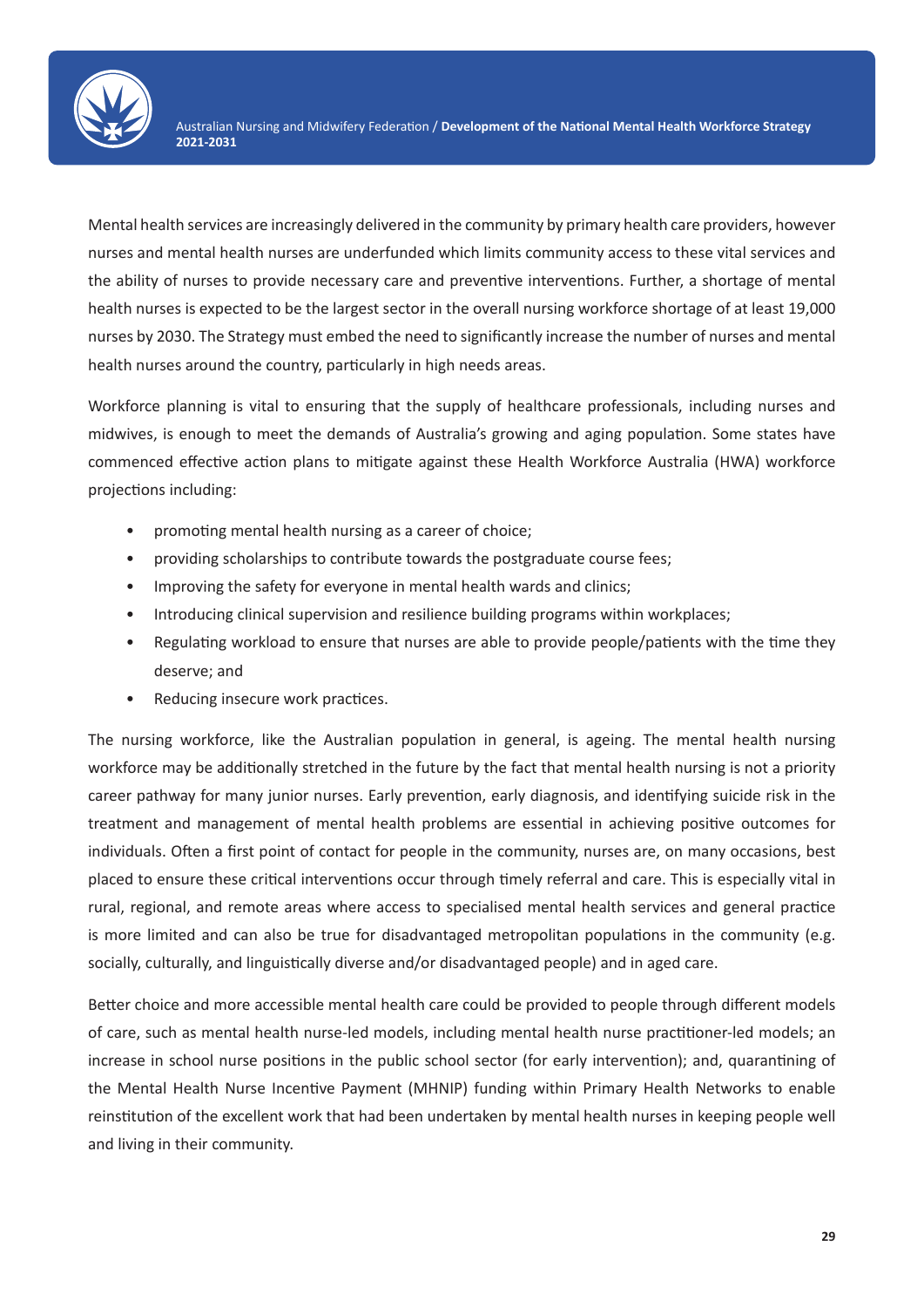Mental health services are increasingly delivered in the community by primary health care providers, however nurses and mental health nurses are underfunded which limits community access to these vital services and the ability of nurses to provide necessary care and preventive interventions. Further, a shortage of mental health nurses is expected to be the largest sector in the overall nursing workforce shortage of at least 19,000 nurses by 2030. The Strategy must embed the need to significantly increase the number of nurses and mental health nurses around the country, particularly in high needs areas.

Workforce planning is vital to ensuring that the supply of healthcare professionals, including nurses and midwives, is enough to meet the demands of Australia's growing and aging population. Some states have commenced effective action plans to mitigate against these Health Workforce Australia (HWA) workforce projections including:

- promoting mental health nursing as a career of choice;
- providing scholarships to contribute towards the postgraduate course fees;
- Improving the safety for everyone in mental health wards and clinics;
- Introducing clinical supervision and resilience building programs within workplaces;
- Regulating workload to ensure that nurses are able to provide people/patients with the time they deserve; and
- Reducing insecure work practices.

The nursing workforce, like the Australian population in general, is ageing. The mental health nursing workforce may be additionally stretched in the future by the fact that mental health nursing is not a priority career pathway for many junior nurses. Early prevention, early diagnosis, and identifying suicide risk in the treatment and management of mental health problems are essential in achieving positive outcomes for individuals. Often a first point of contact for people in the community, nurses are, on many occasions, best placed to ensure these critical interventions occur through timely referral and care. This is especially vital in rural, regional, and remote areas where access to specialised mental health services and general practice is more limited and can also be true for disadvantaged metropolitan populations in the community (e.g. socially, culturally, and linguistically diverse and/or disadvantaged people) and in aged care.

Better choice and more accessible mental health care could be provided to people through different models of care, such as mental health nurse-led models, including mental health nurse practitioner-led models; an increase in school nurse positions in the public school sector (for early intervention); and, quarantining of the Mental Health Nurse Incentive Payment (MHNIP) funding within Primary Health Networks to enable reinstitution of the excellent work that had been undertaken by mental health nurses in keeping people well and living in their community.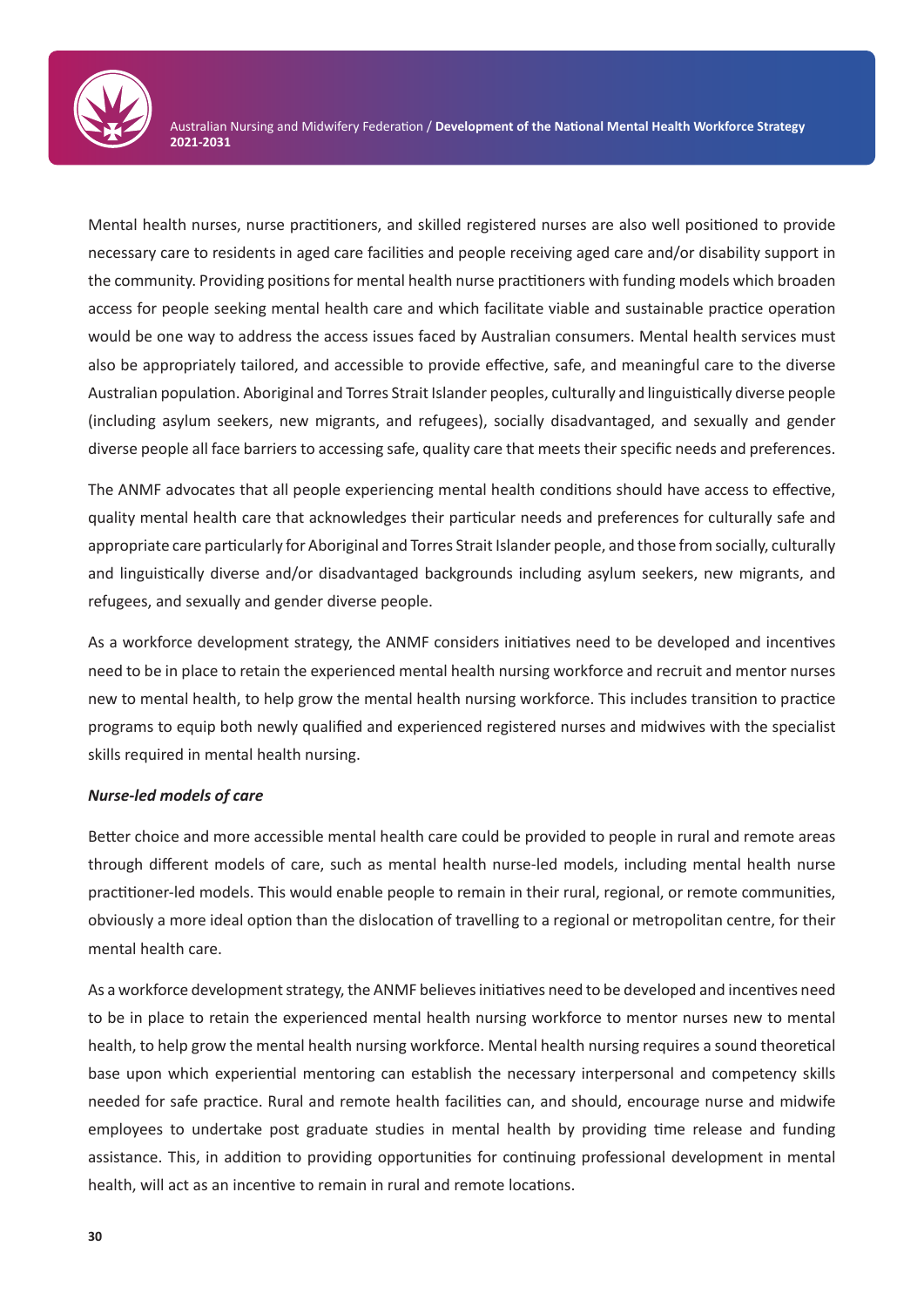Mental health nurses, nurse practitioners, and skilled registered nurses are also well positioned to provide necessary care to residents in aged care facilities and people receiving aged care and/or disability support in the community. Providing positions for mental health nurse practitioners with funding models which broaden access for people seeking mental health care and which facilitate viable and sustainable practice operation would be one way to address the access issues faced by Australian consumers. Mental health services must also be appropriately tailored, and accessible to provide effective, safe, and meaningful care to the diverse Australian population. Aboriginal and Torres Strait Islander peoples, culturally and linguistically diverse people (including asylum seekers, new migrants, and refugees), socially disadvantaged, and sexually and gender diverse people all face barriers to accessing safe, quality care that meets their specific needs and preferences.

The ANMF advocates that all people experiencing mental health conditions should have access to effective, quality mental health care that acknowledges their particular needs and preferences for culturally safe and appropriate care particularly for Aboriginal and Torres Strait Islander people, and those from socially, culturally and linguistically diverse and/or disadvantaged backgrounds including asylum seekers, new migrants, and refugees, and sexually and gender diverse people.

As a workforce development strategy, the ANMF considers initiatives need to be developed and incentives need to be in place to retain the experienced mental health nursing workforce and recruit and mentor nurses new to mental health, to help grow the mental health nursing workforce. This includes transition to practice programs to equip both newly qualified and experienced registered nurses and midwives with the specialist skills required in mental health nursing.

***Nurse-led models of care***

Better choice and more accessible mental health care could be provided to people in rural and remote areas through different models of care, such as mental health nurse-led models, including mental health nurse practitioner-led models. This would enable people to remain in their rural, regional, or remote communities, obviously a more ideal option than the dislocation of travelling to a regional or metropolitan centre, for their mental health care.

As a workforce development strategy, the ANMF believes initiatives need to be developed and incentives need to be in place to retain the experienced mental health nursing workforce to mentor nurses new to mental health, to help grow the mental health nursing workforce. Mental health nursing requires a sound theoretical base upon which experiential mentoring can establish the necessary interpersonal and competency skills needed for safe practice. Rural and remote health facilities can, and should, encourage nurse and midwife employees to undertake post graduate studies in mental health by providing time release and funding assistance. This, in addition to providing opportunities for continuing professional development in mental health, will act as an incentive to remain in rural and remote locations.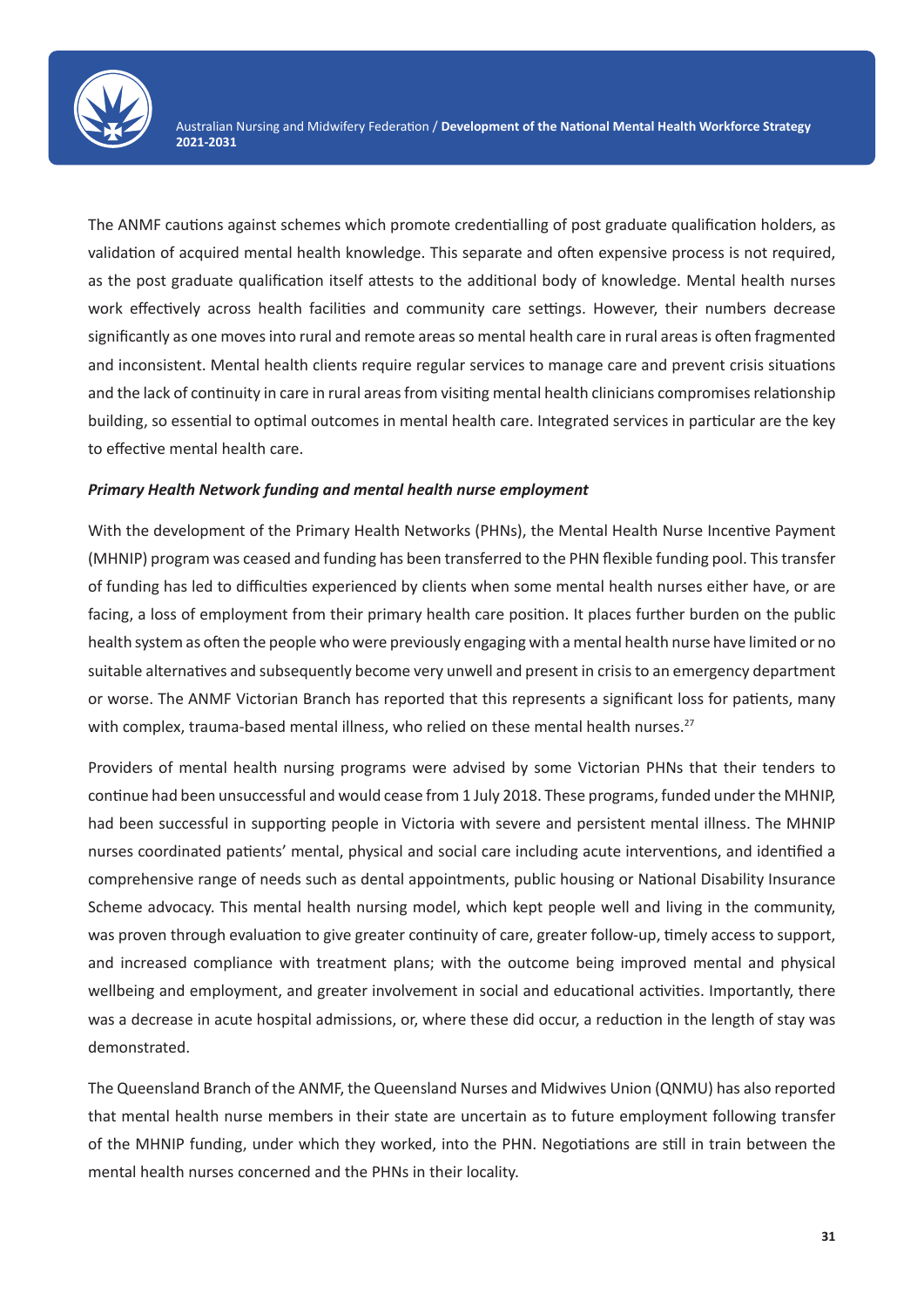The ANMF cautions against schemes which promote credentialling of post graduate qualification holders, as validation of acquired mental health knowledge. This separate and often expensive process is not required, as the post graduate qualification itself attests to the additional body of knowledge. Mental health nurses work effectively across health facilities and community care settings. However, their numbers decrease significantly as one moves into rural and remote areas so mental health care in rural areas is often fragmented and inconsistent. Mental health clients require regular services to manage care and prevent crisis situations and the lack of continuity in care in rural areas from visiting mental health clinicians compromises relationship building, so essential to optimal outcomes in mental health care. Integrated services in particular are the key to effective mental health care.

***Primary Health Network funding and mental health nurse employment***

With the development of the Primary Health Networks (PHNs), the Mental Health Nurse Incentive Payment (MHNIP) program was ceased and funding has been transferred to the PHN flexible funding pool. This transfer of funding has led to difficulties experienced by clients when some mental health nurses either have, or are facing, a loss of employment from their primary health care position. It places further burden on the public health system as often the people who were previously engaging with a mental health nurse have limited or no suitable alternatives and subsequently become very unwell and present in crisis to an emergency department or worse. The ANMF Victorian Branch has reported that this represents a significant loss for patients, many with complex, trauma-based mental illness, who relied on these mental health nurses.[27]

Providers of mental health nursing programs were advised by some Victorian PHNs that their tenders to continue had been unsuccessful and would cease from 1 July 2018. These programs, funded under the MHNIP, had been successful in supporting people in Victoria with severe and persistent mental illness. The MHNIP nurses coordinated patients' mental, physical and social care including acute interventions, and identified a comprehensive range of needs such as dental appointments, public housing or National Disability Insurance Scheme advocacy. This mental health nursing model, which kept people well and living in the community, was proven through evaluation to give greater continuity of care, greater follow-up, timely access to support, and increased compliance with treatment plans; with the outcome being improved mental and physical wellbeing and employment, and greater involvement in social and educational activities. Importantly, there was a decrease in acute hospital admissions, or, where these did occur, a reduction in the length of stay was demonstrated.

The Queensland Branch of the ANMF, the Queensland Nurses and Midwives Union (QNMU) has also reported that mental health nurse members in their state are uncertain as to future employment following transfer of the MHNIP funding, under which they worked, into the PHN. Negotiations are still in train between the mental health nurses concerned and the PHNs in their locality.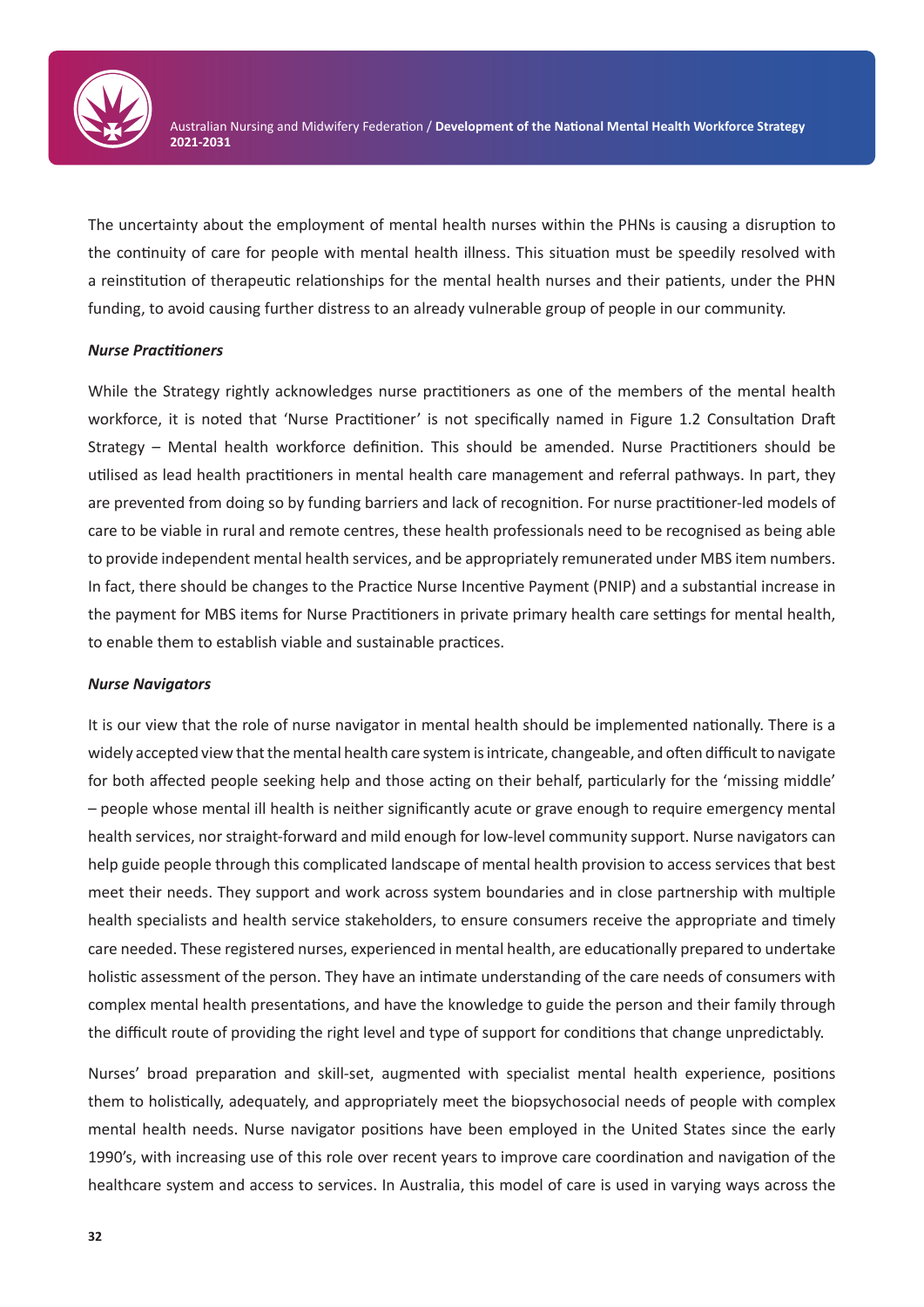The uncertainty about the employment of mental health nurses within the PHNs is causing a disruption to the continuity of care for people with mental health illness. This situation must be speedily resolved with a reinstitution of therapeutic relationships for the mental health nurses and their patients, under the PHN funding, to avoid causing further distress to an already vulnerable group of people in our community.

***Nurse Practitioners***

While the Strategy rightly acknowledges nurse practitioners as one of the members of the mental health workforce, it is noted that 'Nurse Practitioner' is not specifically named in Figure 1.2 Consultation Draft Strategy – Mental health workforce definition. This should be amended. Nurse Practitioners should be utilised as lead health practitioners in mental health care management and referral pathways. In part, they are prevented from doing so by funding barriers and lack of recognition. For nurse practitioner-led models of care to be viable in rural and remote centres, these health professionals need to be recognised as being able to provide independent mental health services, and be appropriately remunerated under MBS item numbers. In fact, there should be changes to the Practice Nurse Incentive Payment (PNIP) and a substantial increase in the payment for MBS items for Nurse Practitioners in private primary health care settings for mental health, to enable them to establish viable and sustainable practices.

***Nurse Navigators***

It is our view that the role of nurse navigator in mental health should be implemented nationally. There is a widely accepted view that the mental health care system is intricate, changeable, and often difficult to navigate for both affected people seeking help and those acting on their behalf, particularly for the 'missing middle' – people whose mental ill health is neither significantly acute or grave enough to require emergency mental health services, nor straight-forward and mild enough for low-level community support. Nurse navigators can help guide people through this complicated landscape of mental health provision to access services that best meet their needs. They support and work across system boundaries and in close partnership with multiple health specialists and health service stakeholders, to ensure consumers receive the appropriate and timely care needed. These registered nurses, experienced in mental health, are educationally prepared to undertake holistic assessment of the person. They have an intimate understanding of the care needs of consumers with complex mental health presentations, and have the knowledge to guide the person and their family through the difficult route of providing the right level and type of support for conditions that change unpredictably.

Nurses' broad preparation and skill-set, augmented with specialist mental health experience, positions them to holistically, adequately, and appropriately meet the biopsychosocial needs of people with complex mental health needs. Nurse navigator positions have been employed in the United States since the early 1990's, with increasing use of this role over recent years to improve care coordination and navigation of the healthcare system and access to services. In Australia, this model of care is used in varying ways across the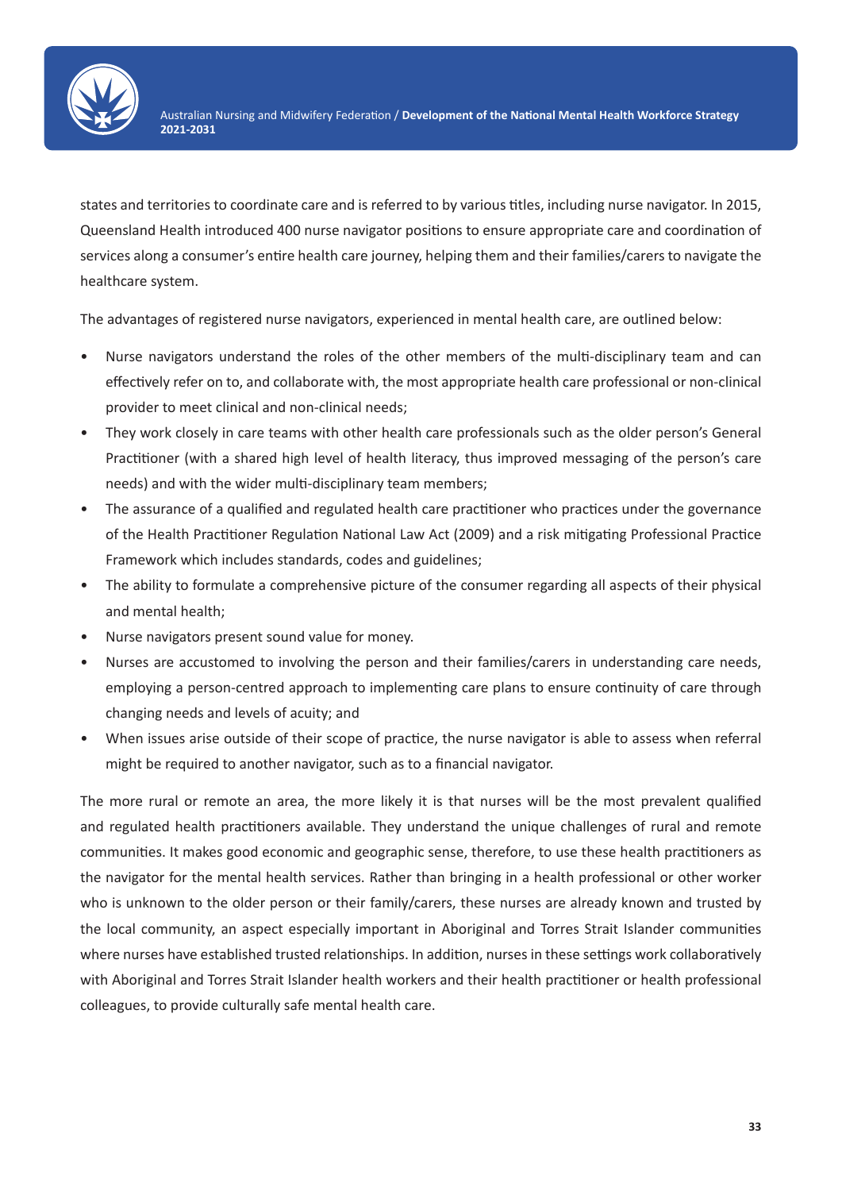states and territories to coordinate care and is referred to by various titles, including nurse navigator. In 2015, Queensland Health introduced 400 nurse navigator positions to ensure appropriate care and coordination of services along a consumer's entire health care journey, helping them and their families/carers to navigate the healthcare system.

The advantages of registered nurse navigators, experienced in mental health care, are outlined below:

- Nurse navigators understand the roles of the other members of the multi-disciplinary team and can effectively refer on to, and collaborate with, the most appropriate health care professional or non-clinical provider to meet clinical and non-clinical needs;
- They work closely in care teams with other health care professionals such as the older person's General Practitioner (with a shared high level of health literacy, thus improved messaging of the person's care needs) and with the wider multi-disciplinary team members;
- The assurance of a qualified and regulated health care practitioner who practices under the governance of the Health Practitioner Regulation National Law Act (2009) and a risk mitigating Professional Practice Framework which includes standards, codes and guidelines;
- The ability to formulate a comprehensive picture of the consumer regarding all aspects of their physical and mental health;
- Nurse navigators present sound value for money.
- Nurses are accustomed to involving the person and their families/carers in understanding care needs, employing a person-centred approach to implementing care plans to ensure continuity of care through changing needs and levels of acuity; and
- When issues arise outside of their scope of practice, the nurse navigator is able to assess when referral might be required to another navigator, such as to a financial navigator.

The more rural or remote an area, the more likely it is that nurses will be the most prevalent qualified and regulated health practitioners available. They understand the unique challenges of rural and remote communities. It makes good economic and geographic sense, therefore, to use these health practitioners as the navigator for the mental health services. Rather than bringing in a health professional or other worker who is unknown to the older person or their family/carers, these nurses are already known and trusted by the local community, an aspect especially important in Aboriginal and Torres Strait Islander communities where nurses have established trusted relationships. In addition, nurses in these settings work collaboratively with Aboriginal and Torres Strait Islander health workers and their health practitioner or health professional colleagues, to provide culturally safe mental health care.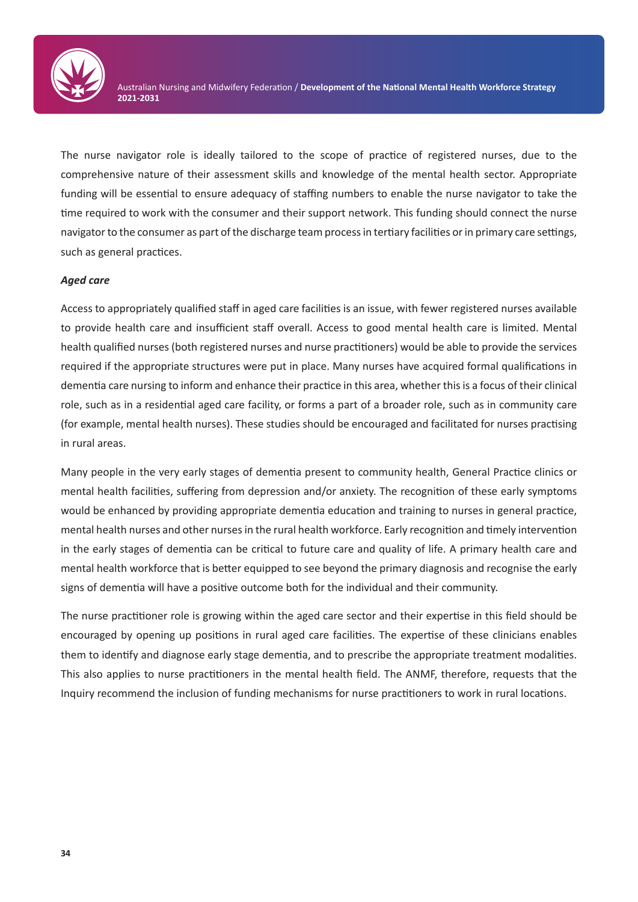The nurse navigator role is ideally tailored to the scope of practice of registered nurses, due to the comprehensive nature of their assessment skills and knowledge of the mental health sector. Appropriate funding will be essential to ensure adequacy of staffing numbers to enable the nurse navigator to take the time required to work with the consumer and their support network. This funding should connect the nurse navigator to the consumer as part of the discharge team process in tertiary facilities or in primary care settings, such as general practices.

***Aged care***

Access to appropriately qualified staff in aged care facilities is an issue, with fewer registered nurses available to provide health care and insufficient staff overall. Access to good mental health care is limited. Mental health qualified nurses (both registered nurses and nurse practitioners) would be able to provide the services required if the appropriate structures were put in place. Many nurses have acquired formal qualifications in dementia care nursing to inform and enhance their practice in this area, whether this is a focus of their clinical role, such as in a residential aged care facility, or forms a part of a broader role, such as in community care (for example, mental health nurses). These studies should be encouraged and facilitated for nurses practising in rural areas.

Many people in the very early stages of dementia present to community health, General Practice clinics or mental health facilities, suffering from depression and/or anxiety. The recognition of these early symptoms would be enhanced by providing appropriate dementia education and training to nurses in general practice, mental health nurses and other nurses in the rural health workforce. Early recognition and timely intervention in the early stages of dementia can be critical to future care and quality of life. A primary health care and mental health workforce that is better equipped to see beyond the primary diagnosis and recognise the early signs of dementia will have a positive outcome both for the individual and their community.

The nurse practitioner role is growing within the aged care sector and their expertise in this field should be encouraged by opening up positions in rural aged care facilities. The expertise of these clinicians enables them to identify and diagnose early stage dementia, and to prescribe the appropriate treatment modalities. This also applies to nurse practitioners in the mental health field. The ANMF, therefore, requests that the Inquiry recommend the inclusion of funding mechanisms for nurse practitioners to work in rural locations.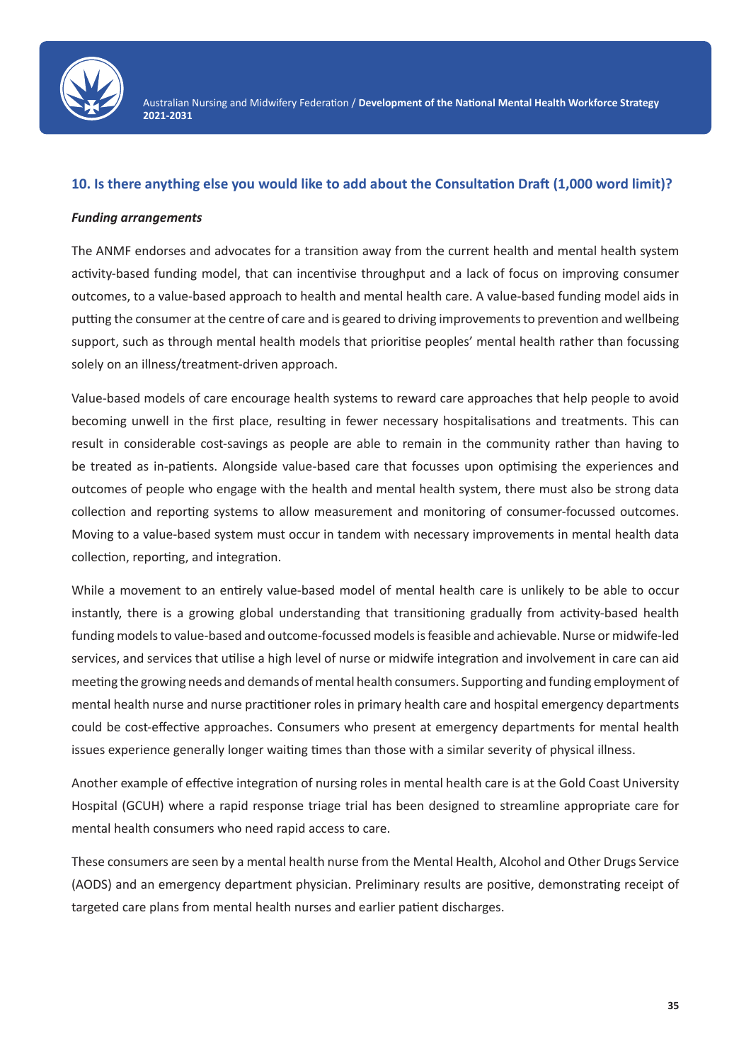### 10. Is there anything else you would like to add about the Consultation Draft (1,000 word limit)?

***Funding arrangements***

The ANMF endorses and advocates for a transition away from the current health and mental health system activity-based funding model, that can incentivise throughput and a lack of focus on improving consumer outcomes, to a value-based approach to health and mental health care. A value-based funding model aids in putting the consumer at the centre of care and is geared to driving improvements to prevention and wellbeing support, such as through mental health models that prioritise peoples' mental health rather than focussing solely on an illness/treatment-driven approach.

Value-based models of care encourage health systems to reward care approaches that help people to avoid becoming unwell in the first place, resulting in fewer necessary hospitalisations and treatments. This can result in considerable cost-savings as people are able to remain in the community rather than having to be treated as in-patients. Alongside value-based care that focusses upon optimising the experiences and outcomes of people who engage with the health and mental health system, there must also be strong data collection and reporting systems to allow measurement and monitoring of consumer-focussed outcomes. Moving to a value-based system must occur in tandem with necessary improvements in mental health data collection, reporting, and integration.

While a movement to an entirely value-based model of mental health care is unlikely to be able to occur instantly, there is a growing global understanding that transitioning gradually from activity-based health funding models to value-based and outcome-focussed models is feasible and achievable. Nurse or midwife-led services, and services that utilise a high level of nurse or midwife integration and involvement in care can aid meeting the growing needs and demands of mental health consumers. Supporting and funding employment of mental health nurse and nurse practitioner roles in primary health care and hospital emergency departments could be cost-effective approaches. Consumers who present at emergency departments for mental health issues experience generally longer waiting times than those with a similar severity of physical illness.

Another example of effective integration of nursing roles in mental health care is at the Gold Coast University Hospital (GCUH) where a rapid response triage trial has been designed to streamline appropriate care for mental health consumers who need rapid access to care.

These consumers are seen by a mental health nurse from the Mental Health, Alcohol and Other Drugs Service (AODS) and an emergency department physician. Preliminary results are positive, demonstrating receipt of targeted care plans from mental health nurses and earlier patient discharges.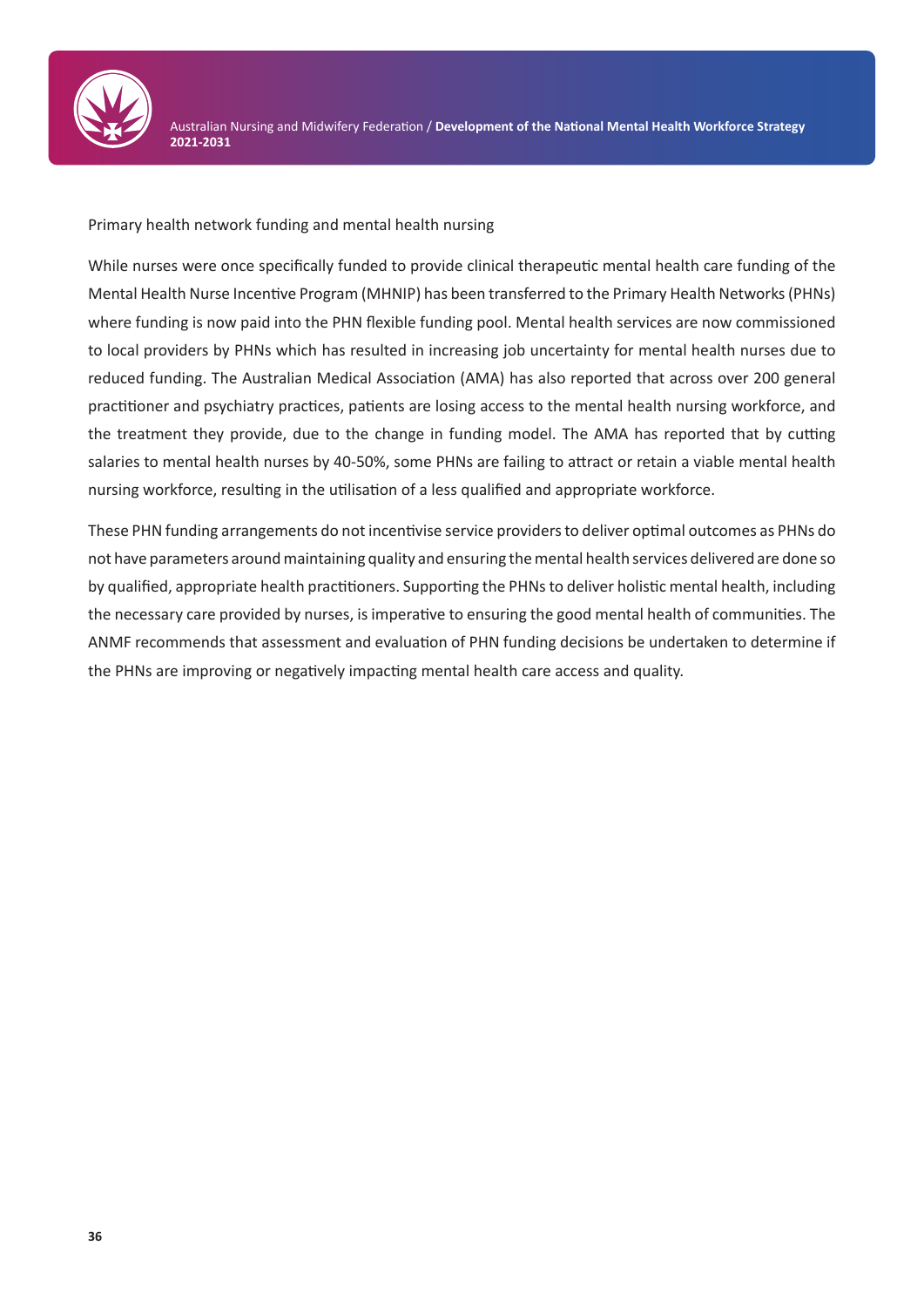Primary health network funding and mental health nursing

While nurses were once specifically funded to provide clinical therapeutic mental health care funding of the Mental Health Nurse Incentive Program (MHNIP) has been transferred to the Primary Health Networks (PHNs) where funding is now paid into the PHN flexible funding pool. Mental health services are now commissioned to local providers by PHNs which has resulted in increasing job uncertainty for mental health nurses due to reduced funding. The Australian Medical Association (AMA) has also reported that across over 200 general practitioner and psychiatry practices, patients are losing access to the mental health nursing workforce, and the treatment they provide, due to the change in funding model. The AMA has reported that by cutting salaries to mental health nurses by 40-50%, some PHNs are failing to attract or retain a viable mental health nursing workforce, resulting in the utilisation of a less qualified and appropriate workforce.

These PHN funding arrangements do not incentivise service providers to deliver optimal outcomes as PHNs do not have parameters around maintaining quality and ensuring the mental health services delivered are done so by qualified, appropriate health practitioners. Supporting the PHNs to deliver holistic mental health, including the necessary care provided by nurses, is imperative to ensuring the good mental health of communities. The ANMF recommends that assessment and evaluation of PHN funding decisions be undertaken to determine if the PHNs are improving or negatively impacting mental health care access and quality.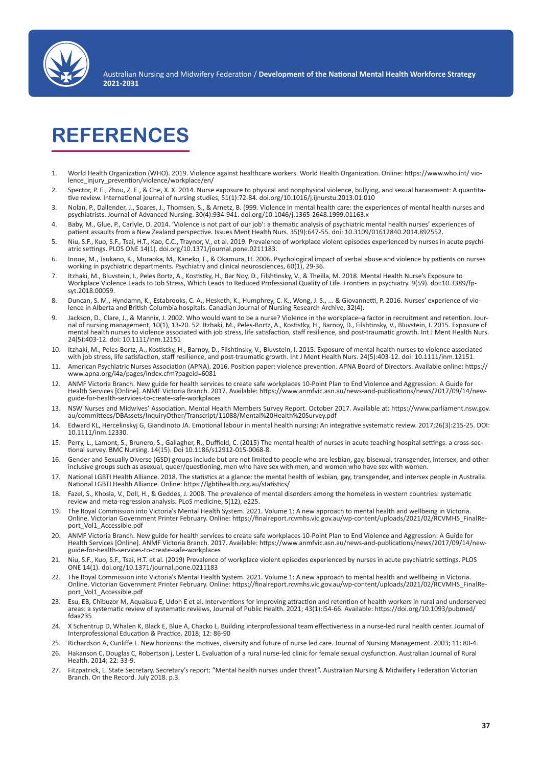# REFERENCES

1. World Health Organization (WHO). 2019. Violence against healthcare workers. World Health Organization. Online: https://www.who.int/violence_injury_prevention/violence/workplace/en/
2. Spector, P. E., Zhou, Z. E., & Che, X. X. 2014. Nurse exposure to physical and nonphysical violence, bullying, and sexual harassment: A quantitative review. International journal of nursing studies, 51(1):72-84. doi.org/10.1016/j.ijnurstu.2013.01.010
3. Nolan, P., Dallender, J., Soares, J., Thomsen, S., & Arnetz, B. (999. Violence in mental health care: the experiences of mental health nurses and psychiatrists. Journal of Advanced Nursing. 30(4):934-941. doi.org/10.1046/j.1365-2648.1999.01163.x
4. Baby, M., Glue, P., Carlyle, D. 2014. 'Violence is not part of our job': a thematic analysis of psychiatric mental health nurses' experiences of patient assaults from a New Zealand perspective. Issues Ment Health Nurs. 35(9):647-55. doi: 10.3109/01612840.2014.892552.
5. Niu, S.F., Kuo, S.F., Tsai, H.T., Kao, C.C., Traynor, V., et al. 2019. Prevalence of workplace violent episodes experienced by nurses in acute psychiatric settings. PLOS ONE 14(1). doi.org/10.1371/journal.pone.0211183.
6. Inoue, M., Tsukano, K., Muraoka, M., Kaneko, F., & Okamura, H. 2006. Psychological impact of verbal abuse and violence by patients on nurses working in psychiatric departments. Psychiatry and clinical neurosciences, 60(1), 29-36.
7. Itzhaki, M., Bluvstein, I., Peles Bortz, A., Kostistky, H., Bar Noy, D., Filshtinsky, V., & Theilla, M. 2018. Mental Health Nurse's Exposure to Workplace Violence Leads to Job Stress, Which Leads to Reduced Professional Quality of Life. Frontiers in psychiatry. 9(59). doi:10.3389/fpsyt.2018.00059.
8. Duncan, S. M., Hyndamn, K., Estabrooks, C. A., Hesketh, K., Humphrey, C. K., Wong, J. S., ... & Giovannetti, P. 2016. Nurses' experience of violence in Alberta and British Columbia hospitals. Canadian Journal of Nursing Research Archive, 32(4).
9. Jackson, D., Clare, J., & Mannix, J. 2002. Who would want to be a nurse? Violence in the workplace–a factor in recruitment and retention. Journal of nursing management, 10(1), 13-20. 52. Itzhaki, M., Peles-Bortz, A., Kostistky, H., Barnoy, D., Filshtinsky, V., Bluvstein, I. 2015. Exposure of mental health nurses to violence associated with job stress, life satisfaction, staff resilience, and post-traumatic growth. Int J Ment Health Nurs. 24(5):403-12. doi: 10.1111/inm.12151
10. Itzhaki, M., Peles-Bortz, A., Kostistky, H., Barnoy, D., Filshtinsky, V., Bluvstein, I. 2015. Exposure of mental health nurses to violence associated with job stress, life satisfaction, staff resilience, and post-traumatic growth. Int J Ment Health Nurs. 24(5):403-12. doi: 10.1111/inm.12151.
11. American Psychiatric Nurses Association (APNA). 2016. Position paper: violence prevention. APNA Board of Directors. Available online: https://www.apna.org/i4a/pages/index.cfm?pageid=6081
12. ANMF Victoria Branch. New guide for health services to create safe workplaces 10-Point Plan to End Violence and Aggression: A Guide for Health Services [Online]. ANMF Victoria Branch. 2017. Available: https://www.anmfvic.asn.au/news-and-publications/news/2017/09/14/new-guide-for-health-services-to-create-safe-workplaces
13. NSW Nurses and Midwives' Association. Mental Health Members Survey Report. October 2017. Available at: https://www.parliament.nsw.gov.au/committees/DBAssets/InquiryOther/Transcript/11088/Mental%20Health%20Survey.pdf
14. Edward KL, Hercelinskyj G, Giandinoto JA. Emotional labour in mental health nursing: An integrative systematic review. 2017;26(3):215-25. DOI: 10.1111/inm.12330.
15. Perry, L., Lamont, S., Brunero, S., Gallagher, R., Duffield, C. (2015) The mental health of nurses in acute teaching hospital settings: a cross-sectional survey. BMC Nursing. 14(15). Doi 10.1186/s12912-015-0068-8.
16. Gender and Sexually Diverse (GSD) groups include but are not limited to people who are lesbian, gay, bisexual, transgender, intersex, and other inclusive groups such as asexual, queer/questioning, men who have sex with men, and women who have sex with women.
17. National LGBTI Health Alliance. 2018. The statistics at a glance: the mental health of lesbian, gay, transgender, and intersex people in Australia. National LGBTI Health Alliance. Online: https://lgbtihealth.org.au/statistics/
18. Fazel, S., Khosla, V., Doll, H., & Geddes, J. 2008. The prevalence of mental disorders among the homeless in western countries: systematic review and meta-regression analysis. PLoS medicine, 5(12), e225.
19. The Royal Commission into Victoria's Mental Health System. 2021. Volume 1: A new approach to mental health and wellbeing in Victoria. Online. Victorian Government Printer February. Online: https://finalreport.rcvmhs.vic.gov.au/wp-content/uploads/2021/02/RCVMHS_FinalReport_Vol1_Accessible.pdf
20. ANMF Victoria Branch. New guide for health services to create safe workplaces 10-Point Plan to End Violence and Aggression: A Guide for Health Services [Online]. ANMF Victoria Branch. 2017. Available: https://www.anmfvic.asn.au/news-and-publications/news/2017/09/14/new-guide-for-health-services-to-create-safe-workplaces
21. Niu, S.F., Kuo, S.F., Tsai, H.T. et al. (2019) Prevalence of workplace violent episodes experienced by nurses in acute psychiatric settings. PLOS ONE 14(1). doi.org/10.1371/journal.pone.0211183
22. The Royal Commission into Victoria's Mental Health System. 2021. Volume 1: A new approach to mental health and wellbeing in Victoria. Online. Victorian Government Printer February. Online: https://finalreport.rcvmhs.vic.gov.au/wp-content/uploads/2021/02/RCVMHS_FinalReport_Vol1_Accessible.pdf
23. Esu, EB, Chibuzor M, Aquaisua E, Udoh E et al. Interventions for improving attraction and retention of health workers in rural and underserved areas: a systematic review of systematic reviews, Journal of Public Health. 2021; 43(1):i54-66. Available: https://doi.org/10.1093/pubmed/fdaa235
24. X Schentrup D, Whalen K, Black E, Blue A, Chacko L. Building interprofessional team effectiveness in a nurse-led rural health center. Journal of Interprofessional Education & Practice. 2018; 12: 86-90
25. Richardson A, Cunliffe L. New horizons: the motives, diversity and future of nurse led care. Journal of Nursing Management. 2003; 11: 80-4.
26. Hakanson C, Douglas C, Robertson j, Lester L. Evaluation of a rural nurse-led clinic for female sexual dysfunction. Australian Journal of Rural Health. 2014; 22: 33-9.
27. Fitzpatrick, L. State Secretary. Secretary's report: "Mental health nurses under threat". Australian Nursing & Midwifery Federation Victorian Branch. On the Record. July 2018. p.3.